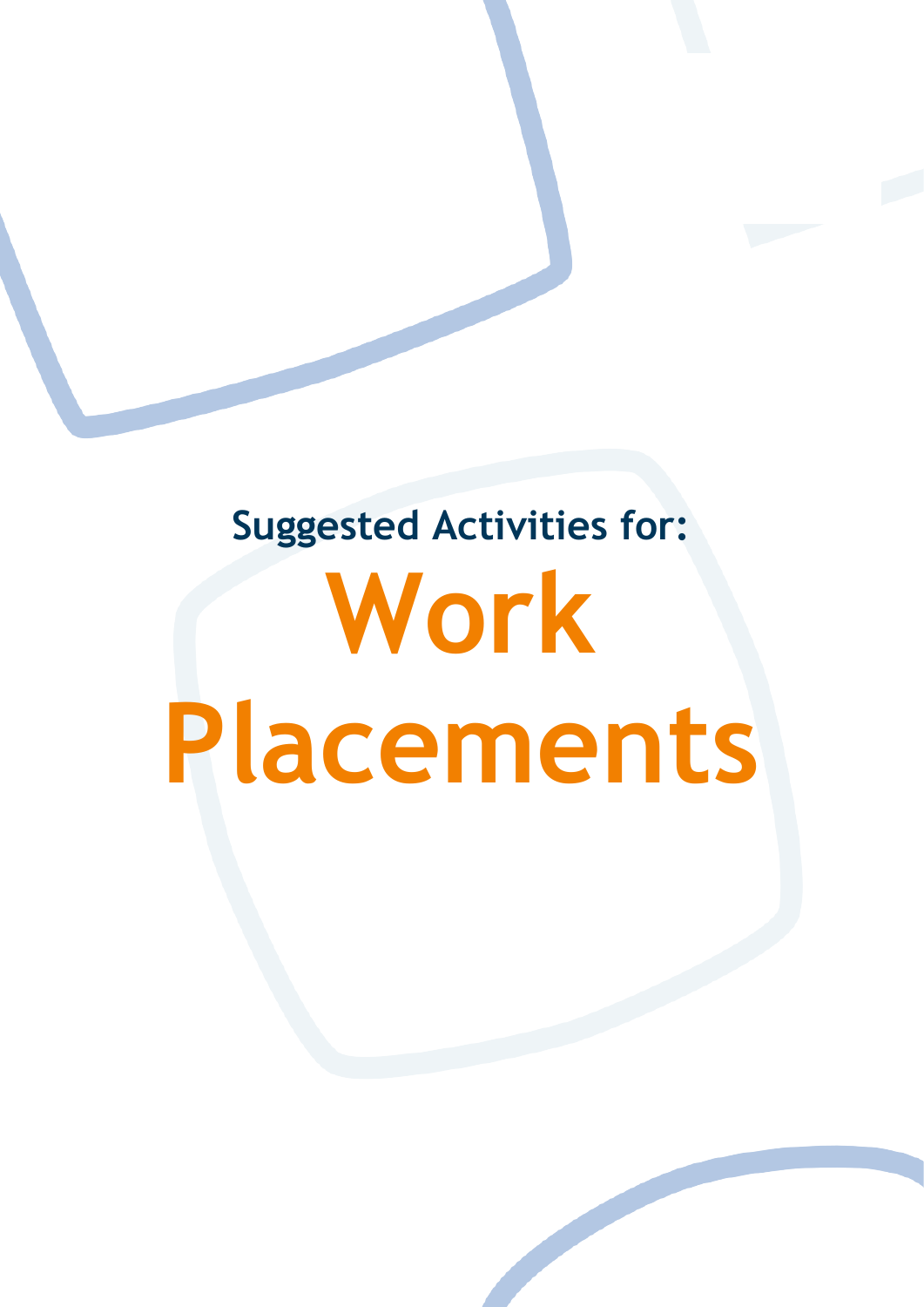## Suggested Activities for:

# Work Placements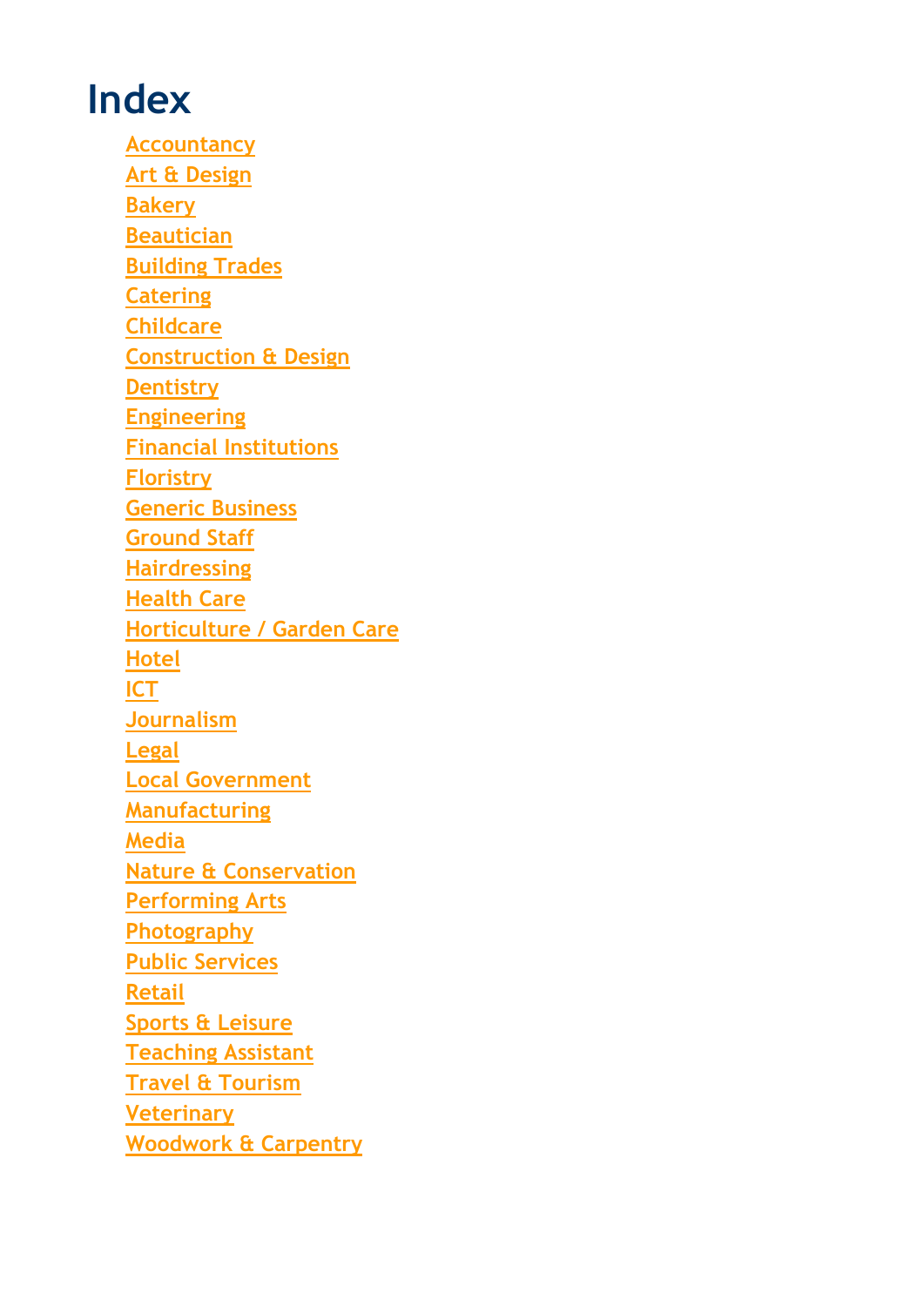# Index

- Accountancy
- Art & Design
- Bakery
- Beautician
- Building Trades
- Catering
- Childcare
- Construction & Design
- Dentistry
- Engineering
- Financial Institutions
- Floristry
- Generic Business
- Ground Staff
- Hairdressing
- Health Care
- Horticulture / Garden Care
- Hotel
- ICT
- Journalism
- Legal
- Local Government
- Manufacturing
- Media
- Nature & Conservation
- Performing Arts
- Photography
- Public Services
- Retail
- Sports & Leisure
- Teaching Assistant
- Travel & Tourism
- Veterinary
- Woodwork & Carpentry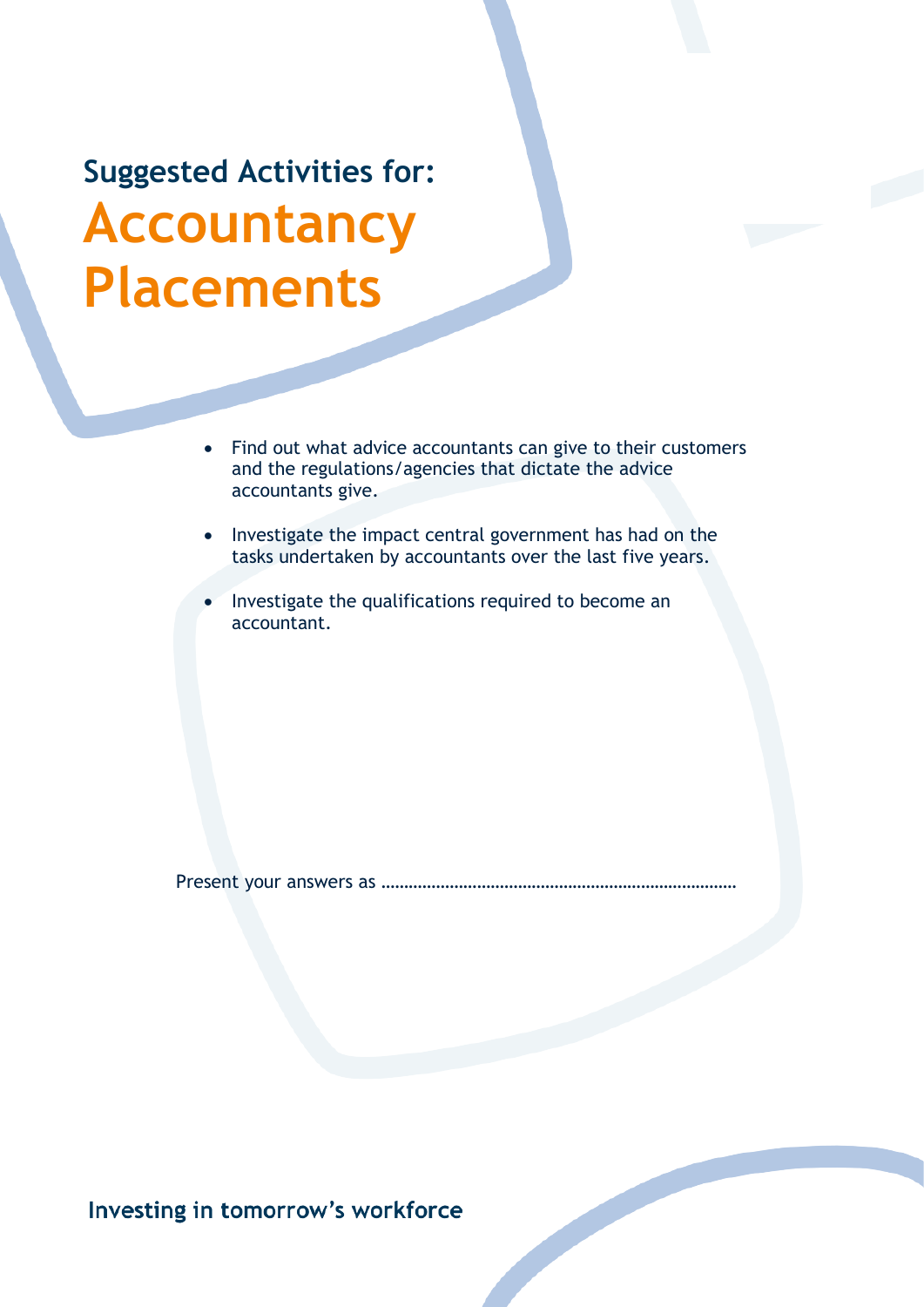## Suggested Activities for:

# Accountancy Placements

- Find out what advice accountants can give to their customers and the regulations/agencies that dictate the advice accountants give.
- Investigate the impact central government has had on the tasks undertaken by accountants over the last five years.
- Investigate the qualifications required to become an accountant.

Present your answers as ……………………………………………………………………

Investing in tomorrow's workforce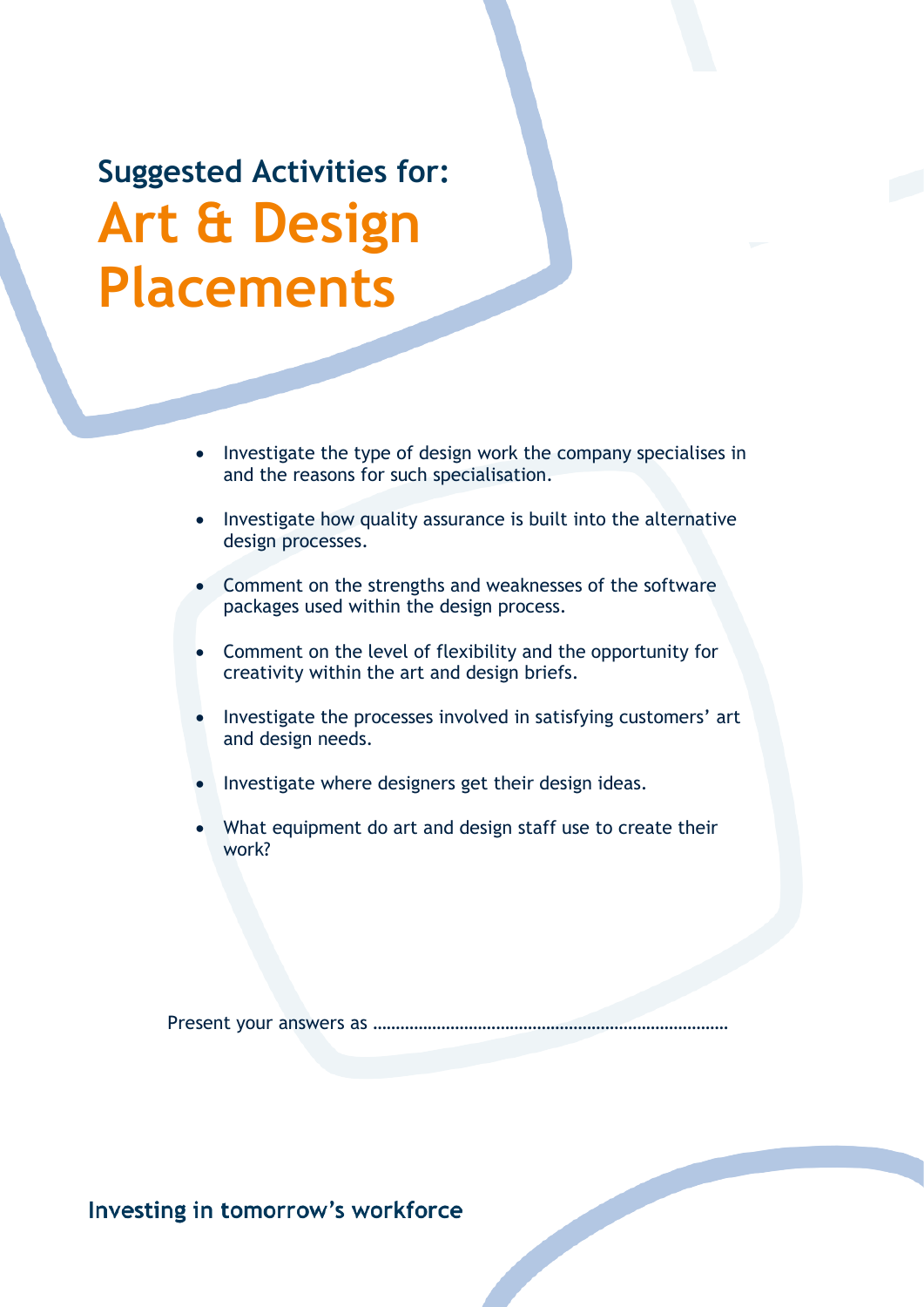## Suggested Activities for:

# Art & Design Placements

- Investigate the type of design work the company specialises in and the reasons for such specialisation.
- Investigate how quality assurance is built into the alternative design processes.
- Comment on the strengths and weaknesses of the software packages used within the design process.
- Comment on the level of flexibility and the opportunity for creativity within the art and design briefs.
- Investigate the processes involved in satisfying customers' art and design needs.
- Investigate where designers get their design ideas.
- What equipment do art and design staff use to create their work?

Present your answers as ……………………………………………………………………

Investing in tomorrow's workforce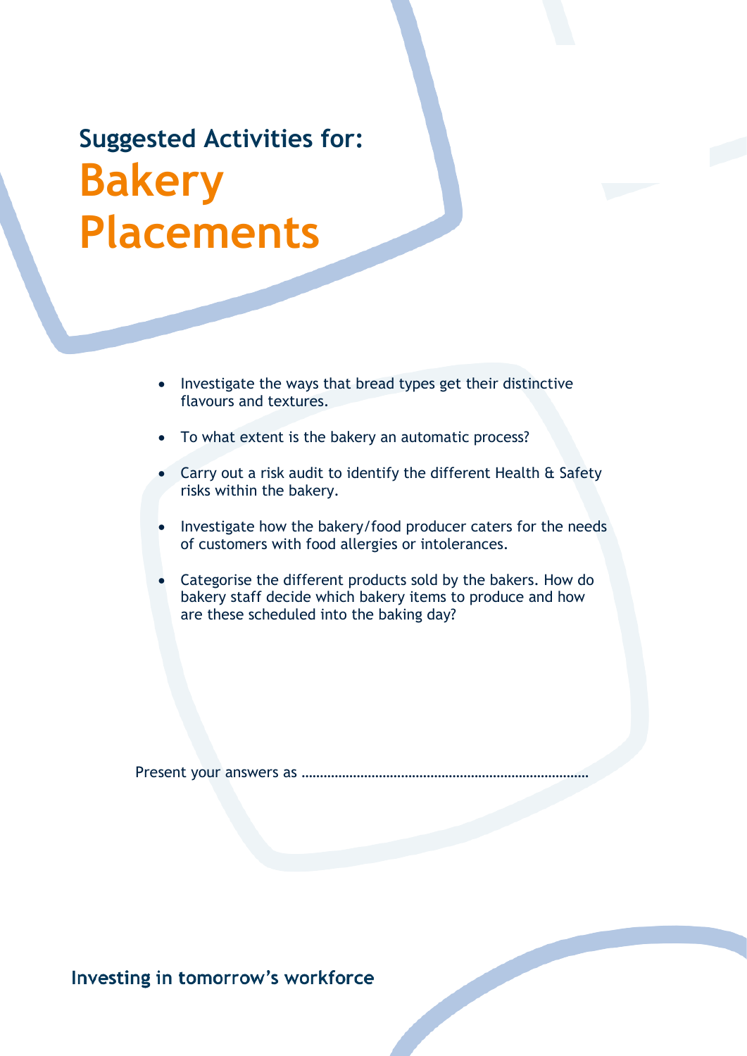## Suggested Activities for:

# Bakery Placements

- Investigate the ways that bread types get their distinctive flavours and textures.
- To what extent is the bakery an automatic process?
- Carry out a risk audit to identify the different Health & Safety risks within the bakery.
- Investigate how the bakery/food producer caters for the needs of customers with food allergies or intolerances.
- Categorise the different products sold by the bakers. How do bakery staff decide which bakery items to produce and how are these scheduled into the baking day?

Present your answers as ……………………………………………………………………

Investing in tomorrow's workforce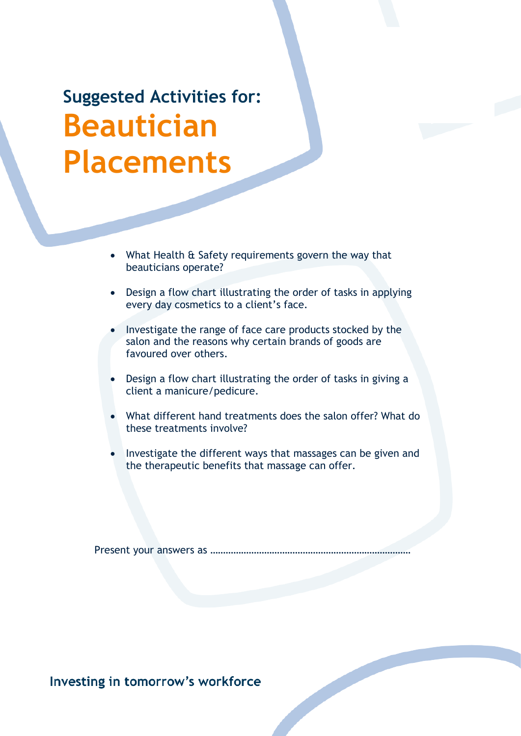## Suggested Activities for:

# Beautician Placements

- What Health & Safety requirements govern the way that beauticians operate?
- Design a flow chart illustrating the order of tasks in applying every day cosmetics to a client's face.
- Investigate the range of face care products stocked by the salon and the reasons why certain brands of goods are favoured over others.
- Design a flow chart illustrating the order of tasks in giving a client a manicure/pedicure.
- What different hand treatments does the salon offer? What do these treatments involve?
- Investigate the different ways that massages can be given and the therapeutic benefits that massage can offer.

Present your answers as ……………………………………………………………………

Investing in tomorrow's workforce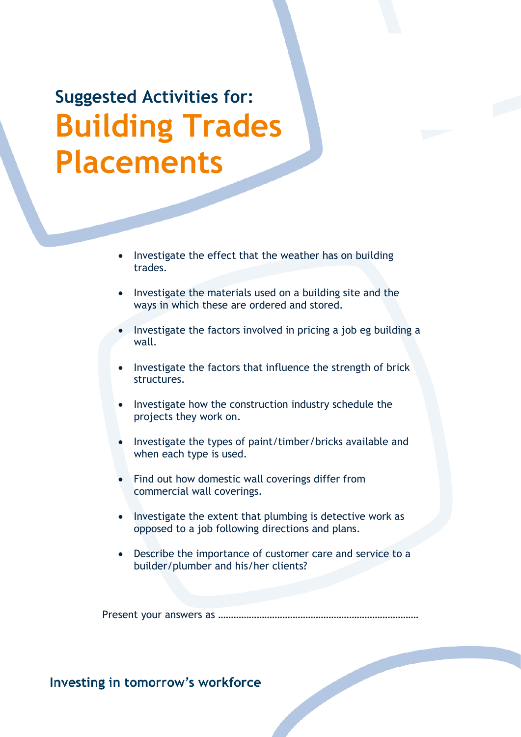## Suggested Activities for:

# Building Trades Placements

- Investigate the effect that the weather has on building trades.
- Investigate the materials used on a building site and the ways in which these are ordered and stored.
- Investigate the factors involved in pricing a job eg building a wall.
- Investigate the factors that influence the strength of brick structures.
- Investigate how the construction industry schedule the projects they work on.
- Investigate the types of paint/timber/bricks available and when each type is used.
- Find out how domestic wall coverings differ from commercial wall coverings.
- Investigate the extent that plumbing is detective work as opposed to a job following directions and plans.
- Describe the importance of customer care and service to a builder/plumber and his/her clients?

Present your answers as ..............................................................................

Investing in tomorrow's workforce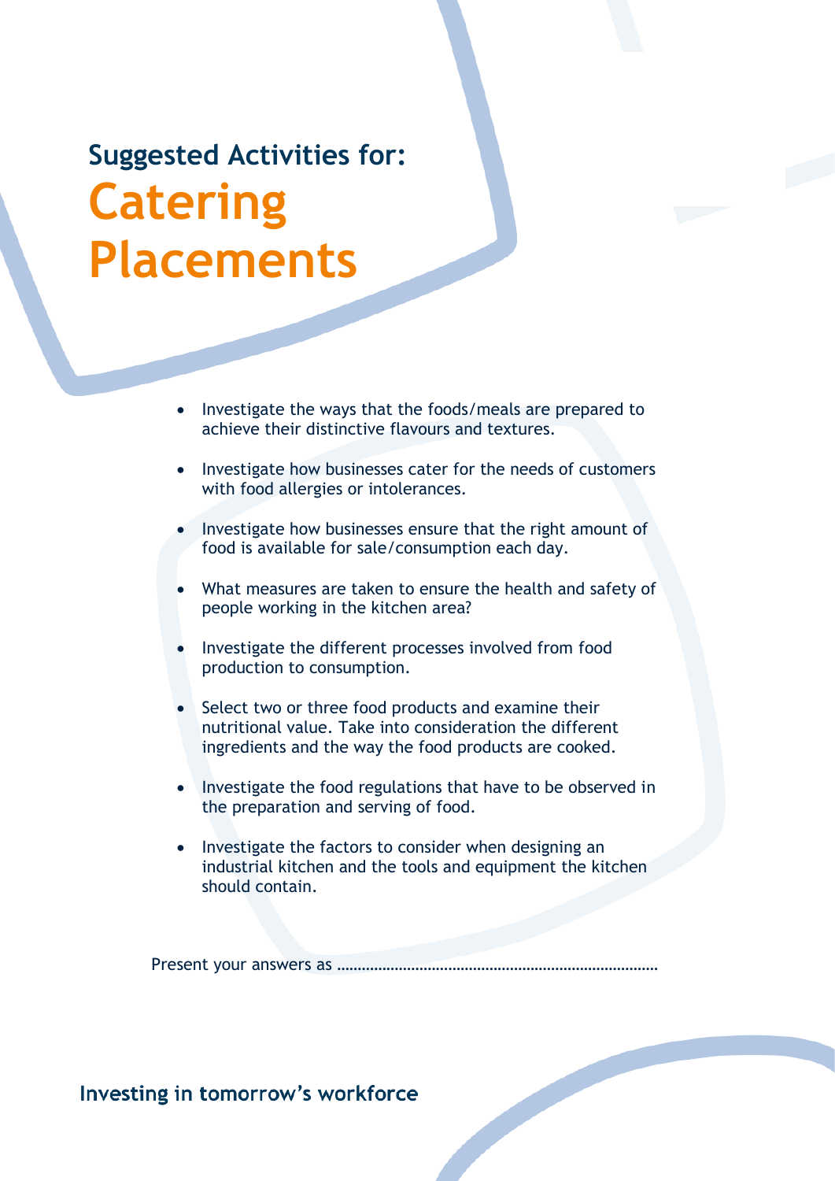## Suggested Activities for:

# Catering Placements

- Investigate the ways that the foods/meals are prepared to achieve their distinctive flavours and textures.
- Investigate how businesses cater for the needs of customers with food allergies or intolerances.
- Investigate how businesses ensure that the right amount of food is available for sale/consumption each day.
- What measures are taken to ensure the health and safety of people working in the kitchen area?
- Investigate the different processes involved from food production to consumption.
- Select two or three food products and examine their nutritional value. Take into consideration the different ingredients and the way the food products are cooked.
- Investigate the food regulations that have to be observed in the preparation and serving of food.
- Investigate the factors to consider when designing an industrial kitchen and the tools and equipment the kitchen should contain.

Present your answers as ……………………………………………………………………

Investing in tomorrow's workforce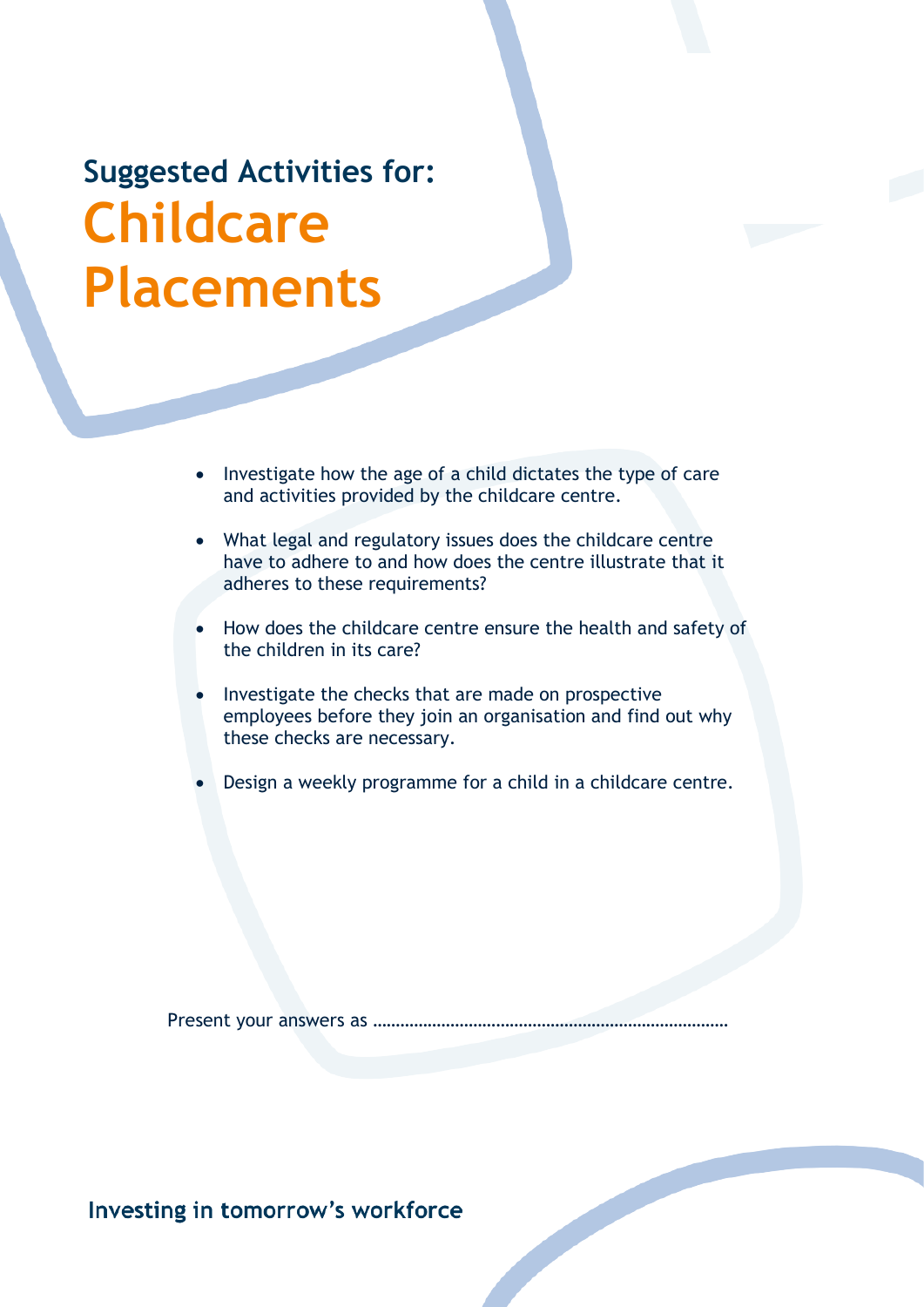## Suggested Activities for:

# Childcare Placements

- Investigate how the age of a child dictates the type of care and activities provided by the childcare centre.
- What legal and regulatory issues does the childcare centre have to adhere to and how does the centre illustrate that it adheres to these requirements?
- How does the childcare centre ensure the health and safety of the children in its care?
- Investigate the checks that are made on prospective employees before they join an organisation and find out why these checks are necessary.
- Design a weekly programme for a child in a childcare centre.

Present your answers as ……………………………………………………………………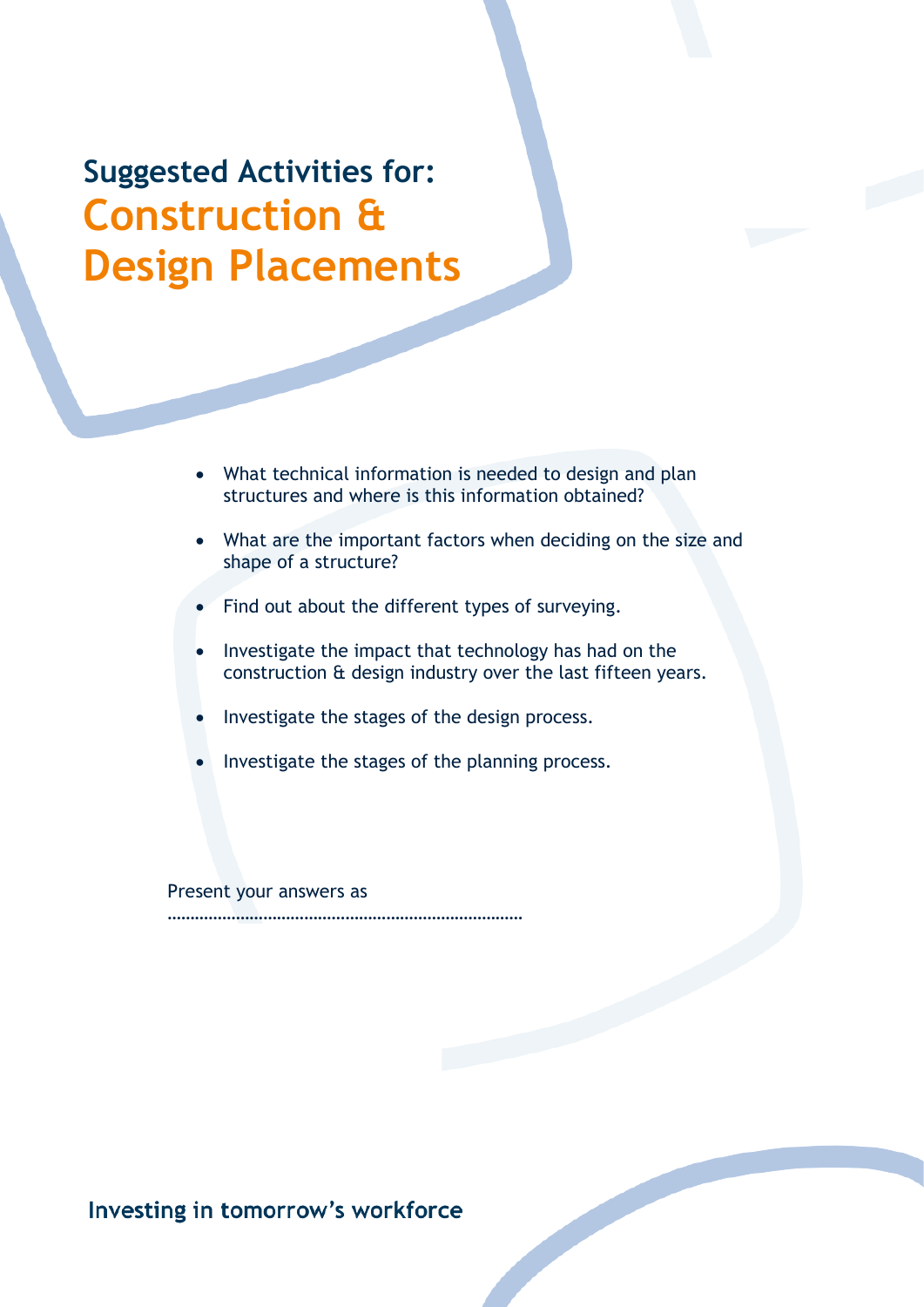## Suggested Activities for:

# Construction & Design Placements

- What technical information is needed to design and plan structures and where is this information obtained?
- What are the important factors when deciding on the size and shape of a structure?
- Find out about the different types of surveying.
- Investigate the impact that technology has had on the construction & design industry over the last fifteen years.
- Investigate the stages of the design process.
- Investigate the stages of the planning process.

Present your answers as ……………………………………………………………………

Investing in tomorrow's workforce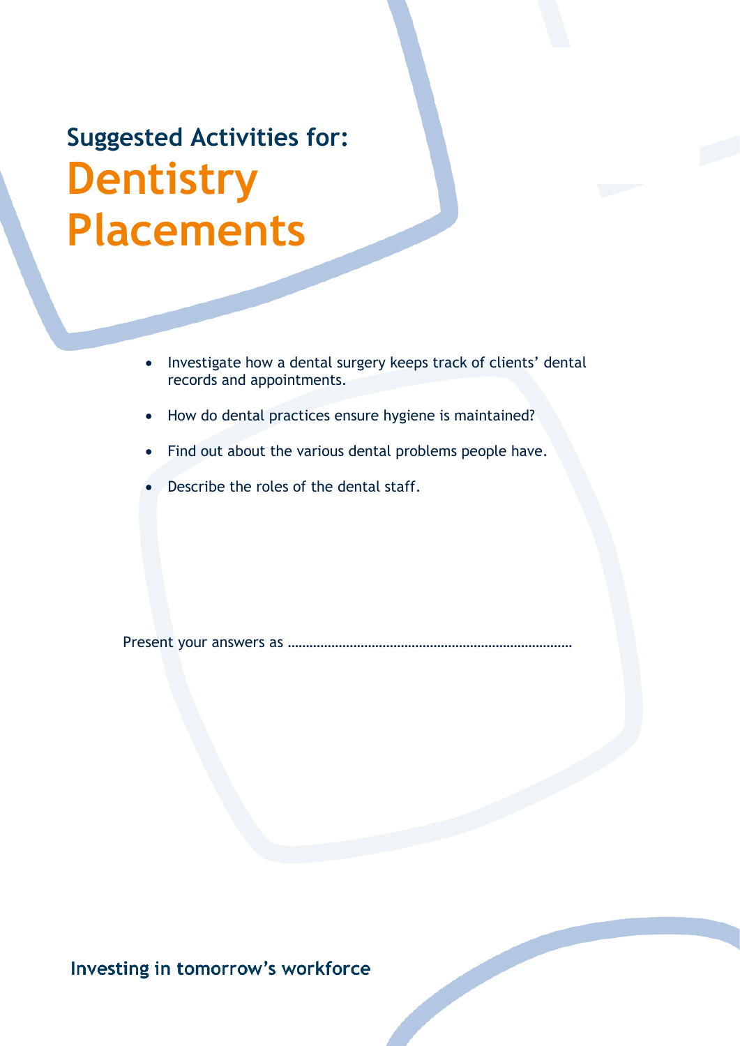## Suggested Activities for:

# Dentistry Placements

- Investigate how a dental surgery keeps track of clients' dental records and appointments.
- How do dental practices ensure hygiene is maintained?
- Find out about the various dental problems people have.
- Describe the roles of the dental staff.

Present your answers as ……………………………………………………………………

Investing in tomorrow's workforce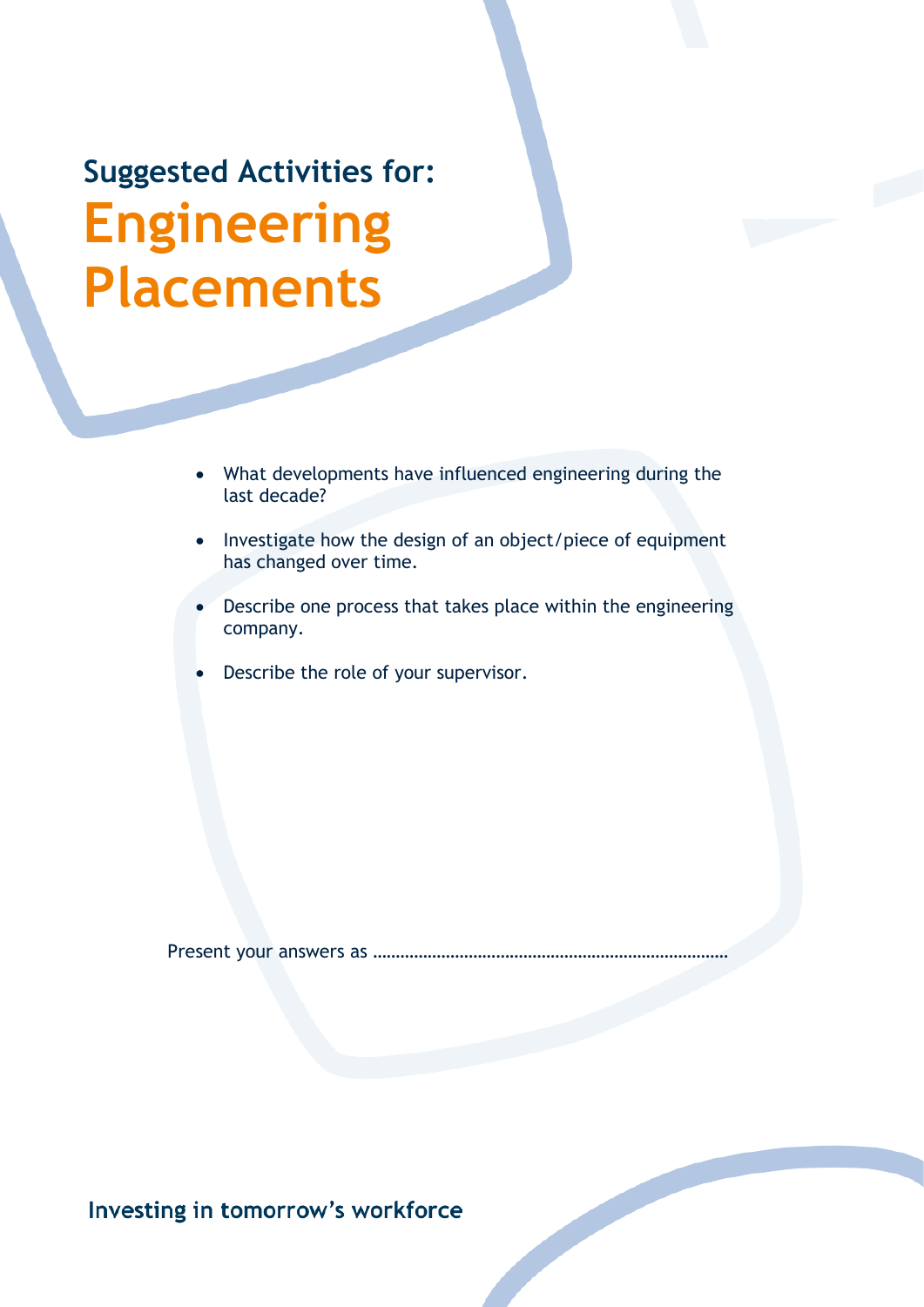## Suggested Activities for:

# Engineering Placements

- What developments have influenced engineering during the last decade?
- Investigate how the design of an object/piece of equipment has changed over time.
- Describe one process that takes place within the engineering company.
- Describe the role of your supervisor.

Present your answers as ……………………………………………………………………

Investing in tomorrow's workforce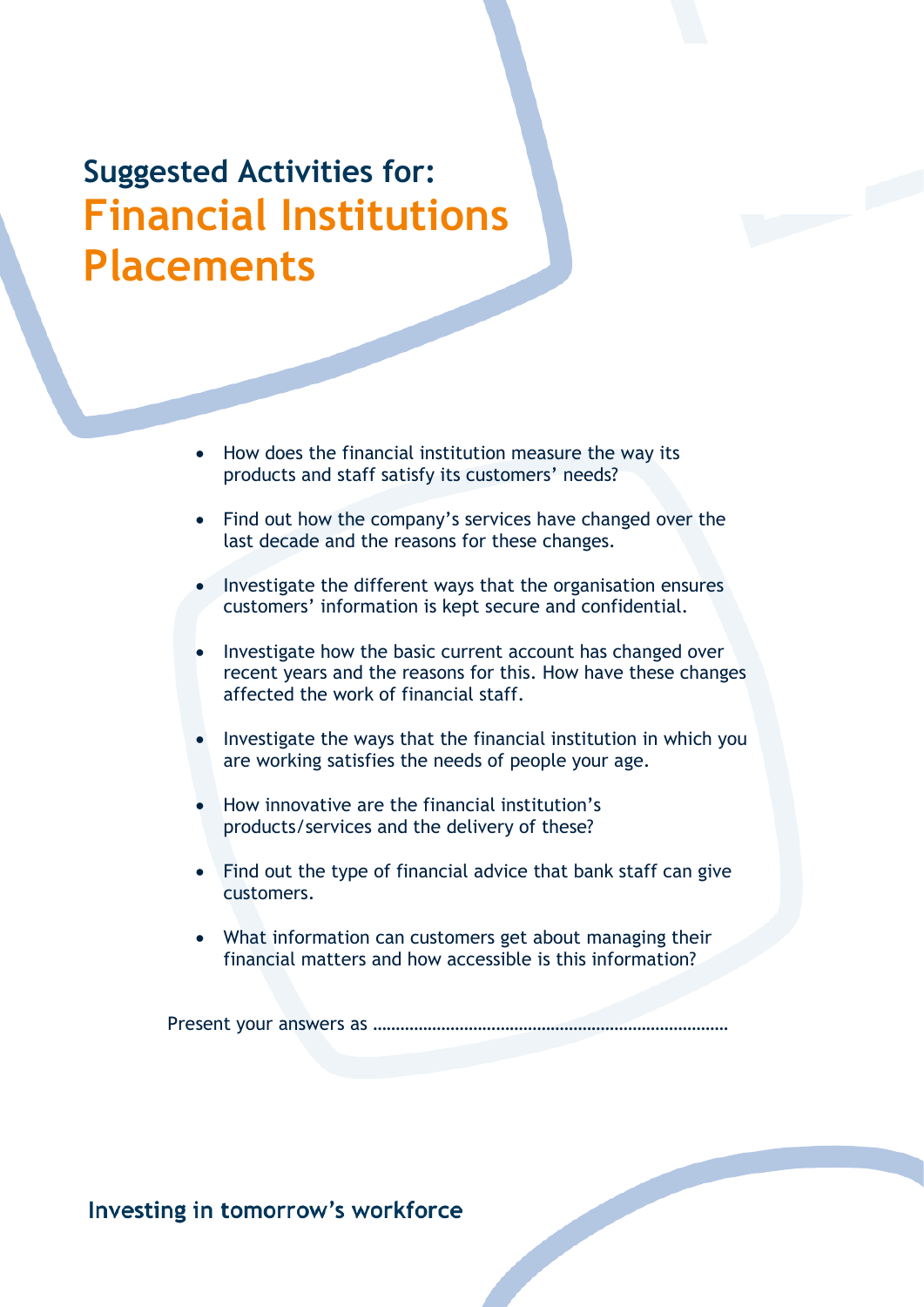## Suggested Activities for:

# Financial Institutions Placements

- How does the financial institution measure the way its products and staff satisfy its customers' needs?
- Find out how the company's services have changed over the last decade and the reasons for these changes.
- Investigate the different ways that the organisation ensures customers' information is kept secure and confidential.
- Investigate how the basic current account has changed over recent years and the reasons for this. How have these changes affected the work of financial staff.
- Investigate the ways that the financial institution in which you are working satisfies the needs of people your age.
- How innovative are the financial institution's products/services and the delivery of these?
- Find out the type of financial advice that bank staff can give customers.
- What information can customers get about managing their financial matters and how accessible is this information?

Present your answers as ………………………………………………………………………

Investing in tomorrow's workforce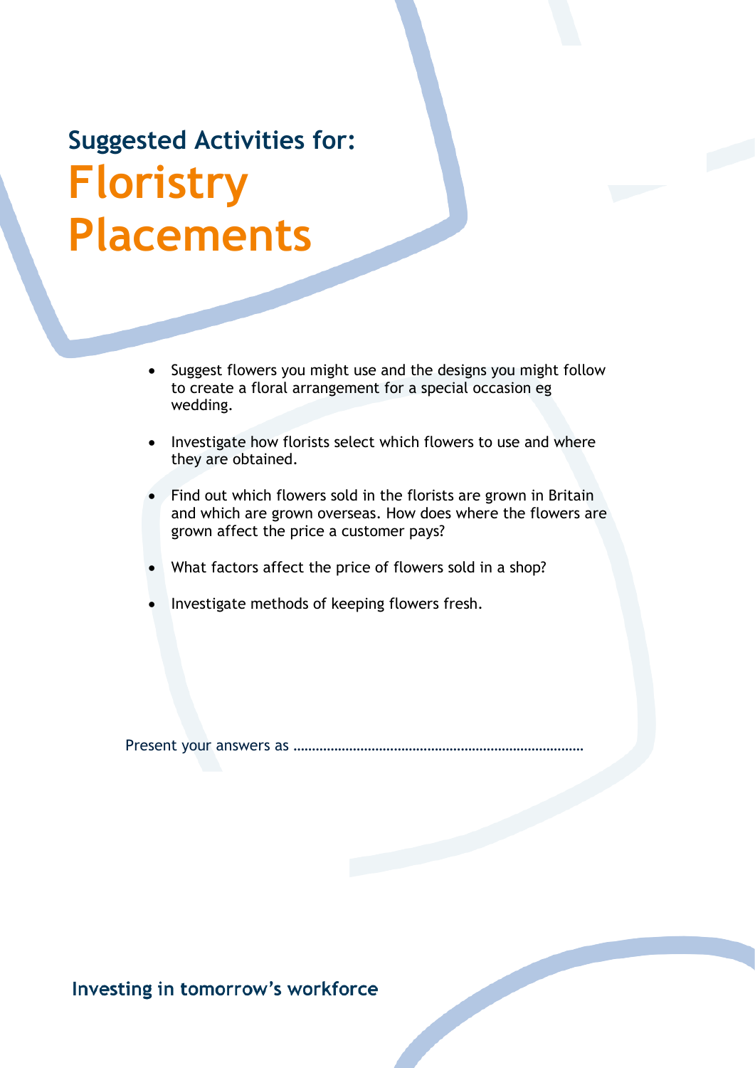## Suggested Activities for:

# Floristry Placements

- Suggest flowers you might use and the designs you might follow to create a floral arrangement for a special occasion eg wedding.
- Investigate how florists select which flowers to use and where they are obtained.
- Find out which flowers sold in the florists are grown in Britain and which are grown overseas. How does where the flowers are grown affect the price a customer pays?
- What factors affect the price of flowers sold in a shop?
- Investigate methods of keeping flowers fresh.

Present your answers as ………………………………………………………………………

Investing in tomorrow's workforce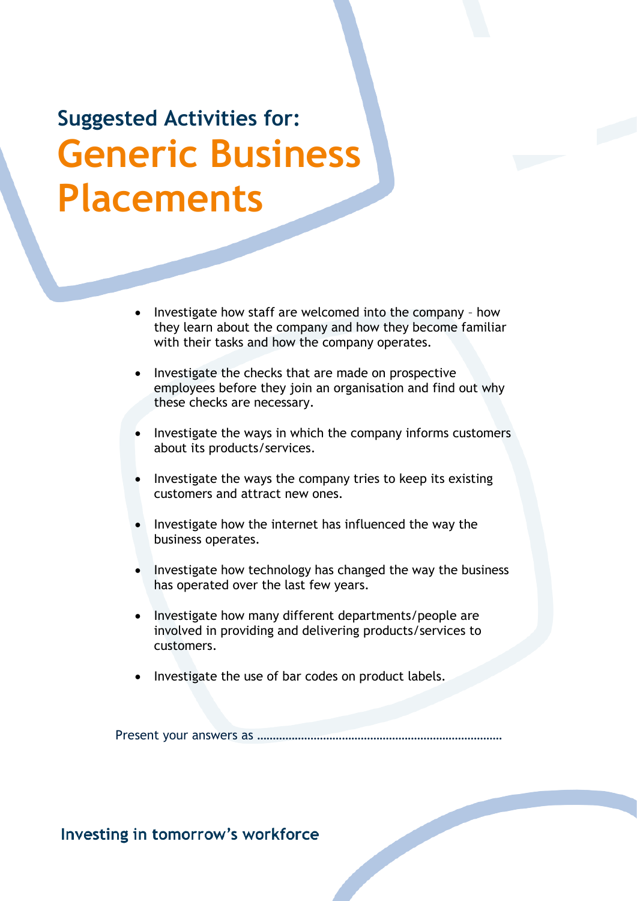## Suggested Activities for:

# Generic Business Placements

- Investigate how staff are welcomed into the company – how they learn about the company and how they become familiar with their tasks and how the company operates.
- Investigate the checks that are made on prospective employees before they join an organisation and find out why these checks are necessary.
- Investigate the ways in which the company informs customers about its products/services.
- Investigate the ways the company tries to keep its existing customers and attract new ones.
- Investigate how the internet has influenced the way the business operates.
- Investigate how technology has changed the way the business has operated over the last few years.
- Investigate how many different departments/people are involved in providing and delivering products/services to customers.
- Investigate the use of bar codes on product labels.

Present your answers as ……………………………………………………………………

Investing in tomorrow's workforce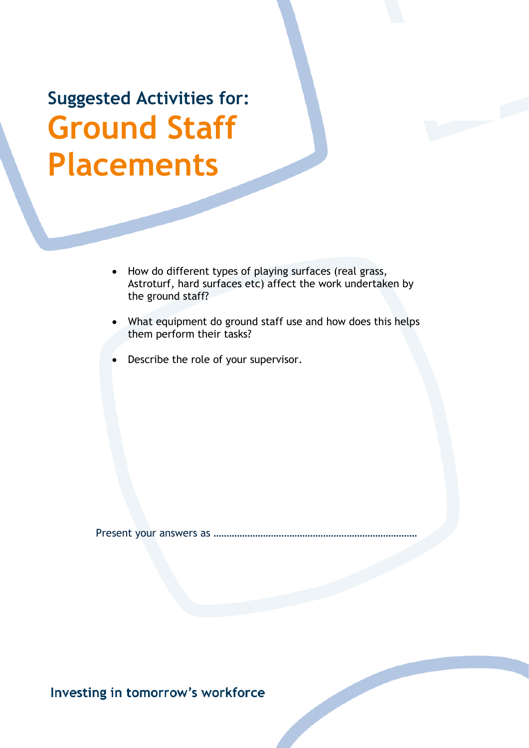## Suggested Activities for:

# Ground Staff Placements

- How do different types of playing surfaces (real grass, Astroturf, hard surfaces etc) affect the work undertaken by the ground staff?
- What equipment do ground staff use and how does this helps them perform their tasks?
- Describe the role of your supervisor.

Present your answers as ……………………………………………………………………

Investing in tomorrow's workforce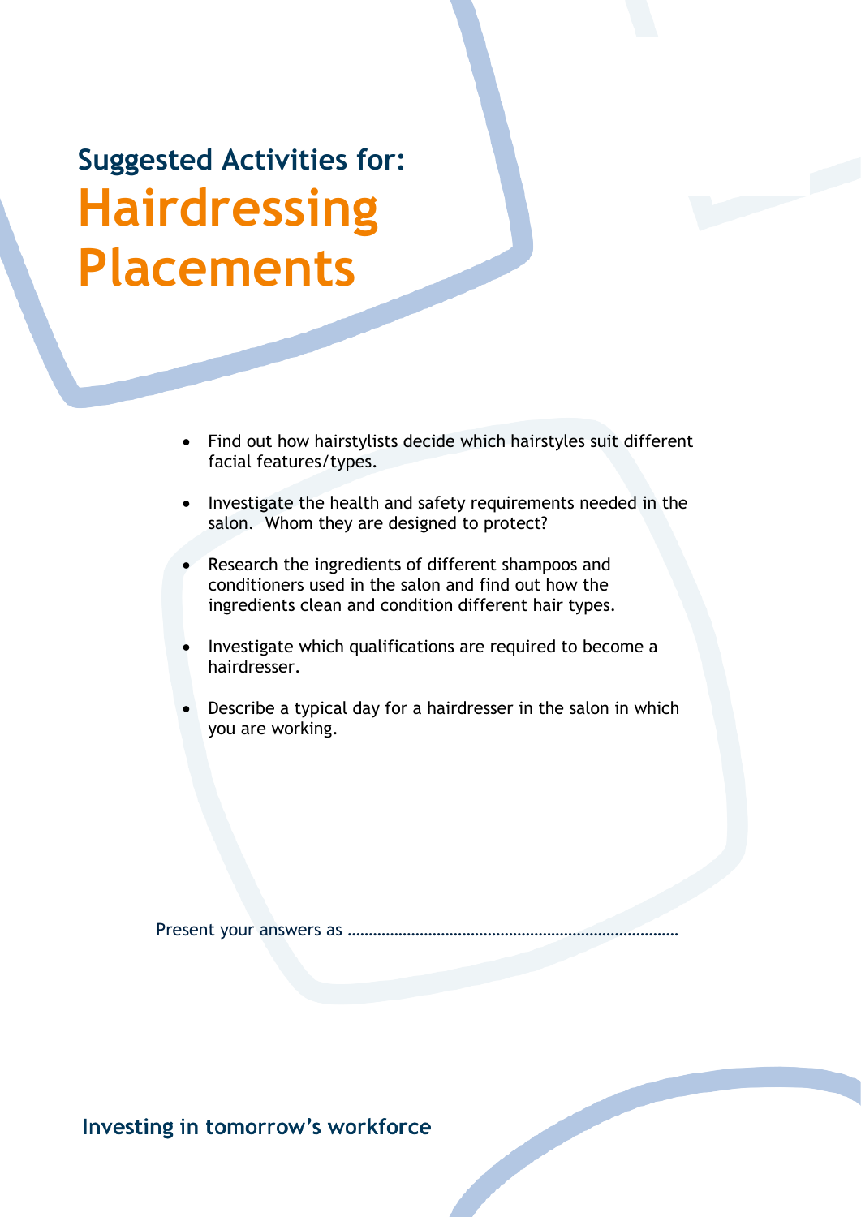# Suggested Activities for:

# Hairdressing Placements

- Find out how hairstylists decide which hairstyles suit different facial features/types.
- Investigate the health and safety requirements needed in the salon. Whom they are designed to protect?
- Research the ingredients of different shampoos and conditioners used in the salon and find out how the ingredients clean and condition different hair types.
- Investigate which qualifications are required to become a hairdresser.
- Describe a typical day for a hairdresser in the salon in which you are working.

Present your answers as ……………………………………………………………………

Investing in tomorrow's workforce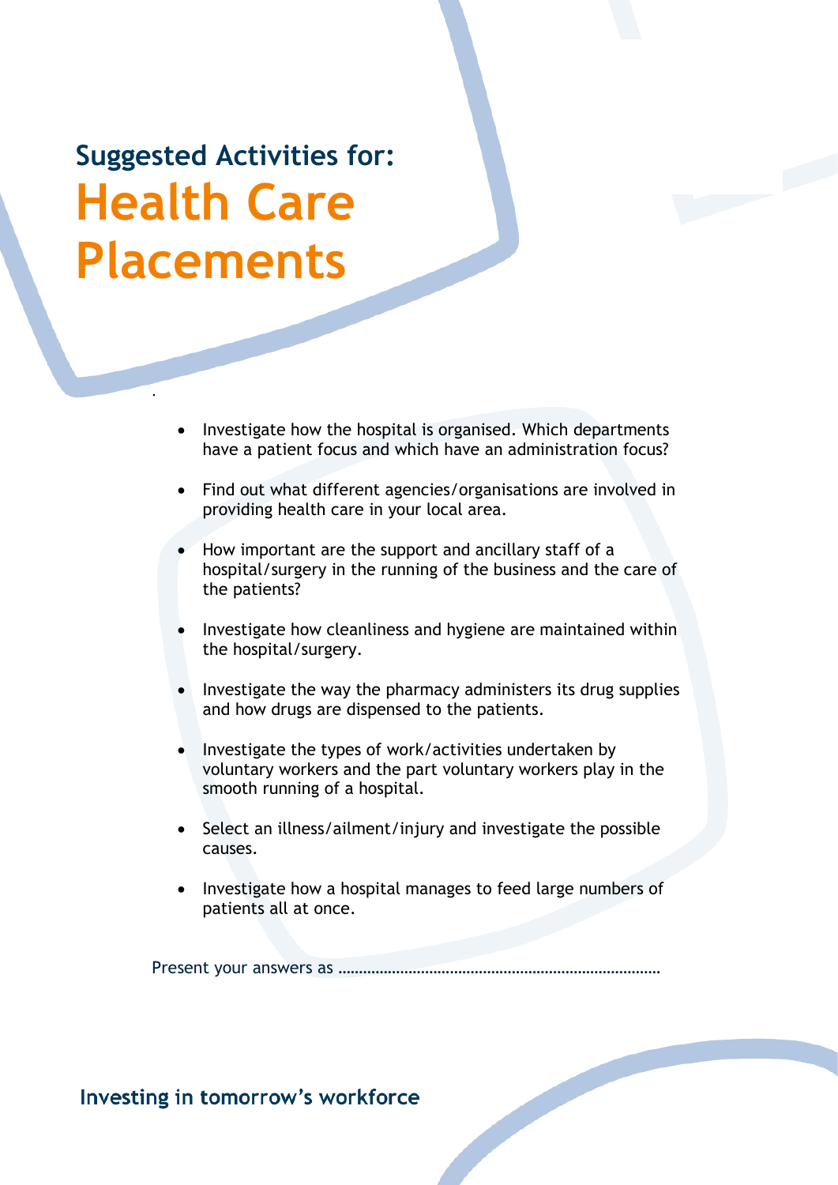## Suggested Activities for:

# Health Care Placements

- Investigate how the hospital is organised. Which departments have a patient focus and which have an administration focus?

- Find out what different agencies/organisations are involved in providing health care in your local area.

- How important are the support and ancillary staff of a hospital/surgery in the running of the business and the care of the patients?

- Investigate how cleanliness and hygiene are maintained within the hospital/surgery.

- Investigate the way the pharmacy administers its drug supplies and how drugs are dispensed to the patients.

- Investigate the types of work/activities undertaken by voluntary workers and the part voluntary workers play in the smooth running of a hospital.

- Select an illness/ailment/injury and investigate the possible causes.

- Investigate how a hospital manages to feed large numbers of patients all at once.

Present your answers as ……………………………………………………………………

Investing in tomorrow's workforce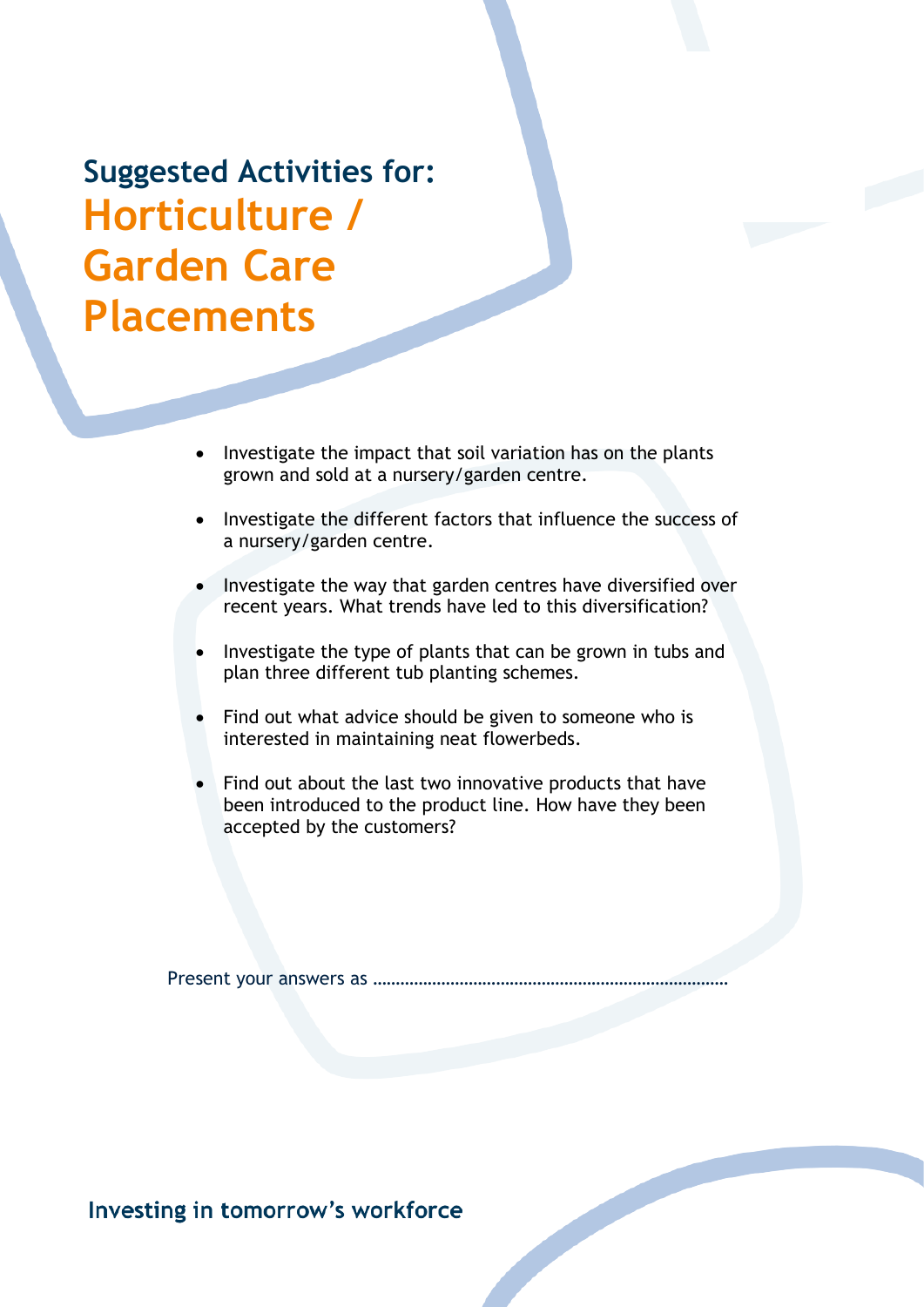## Suggested Activities for:

# Horticulture / Garden Care Placements

- Investigate the impact that soil variation has on the plants grown and sold at a nursery/garden centre.
- Investigate the different factors that influence the success of a nursery/garden centre.
- Investigate the way that garden centres have diversified over recent years. What trends have led to this diversification?
- Investigate the type of plants that can be grown in tubs and plan three different tub planting schemes.
- Find out what advice should be given to someone who is interested in maintaining neat flowerbeds.
- Find out about the last two innovative products that have been introduced to the product line. How have they been accepted by the customers?

Present your answers as ……………………………………………………………………

Investing in tomorrow's workforce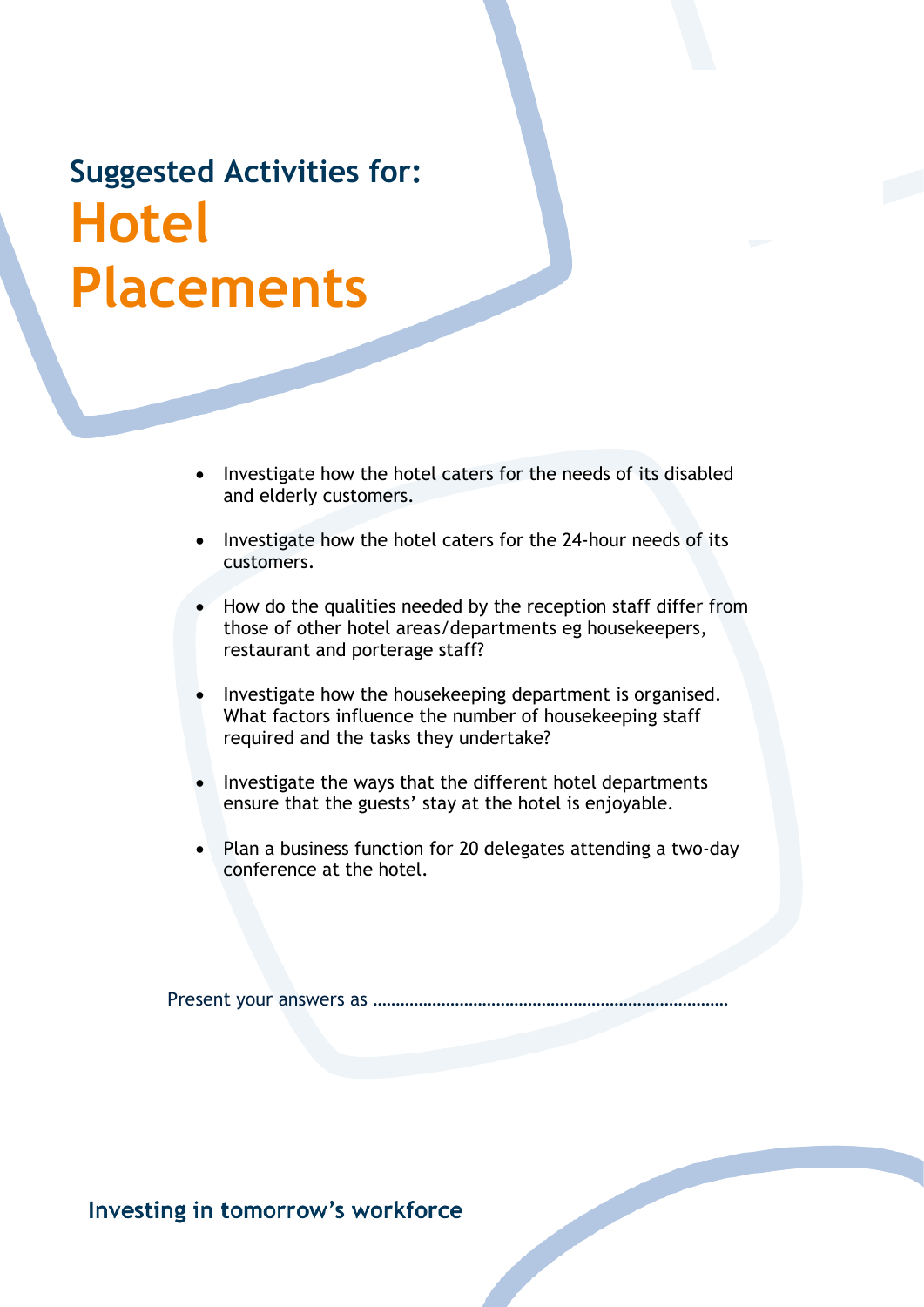## Suggested Activities for:

# Hotel Placements

- Investigate how the hotel caters for the needs of its disabled and elderly customers.
- Investigate how the hotel caters for the 24-hour needs of its customers.
- How do the qualities needed by the reception staff differ from those of other hotel areas/departments eg housekeepers, restaurant and porterage staff?
- Investigate how the housekeeping department is organised. What factors influence the number of housekeeping staff required and the tasks they undertake?
- Investigate the ways that the different hotel departments ensure that the guests' stay at the hotel is enjoyable.
- Plan a business function for 20 delegates attending a two-day conference at the hotel.

Present your answers as ..........................................................................

Investing in tomorrow's workforce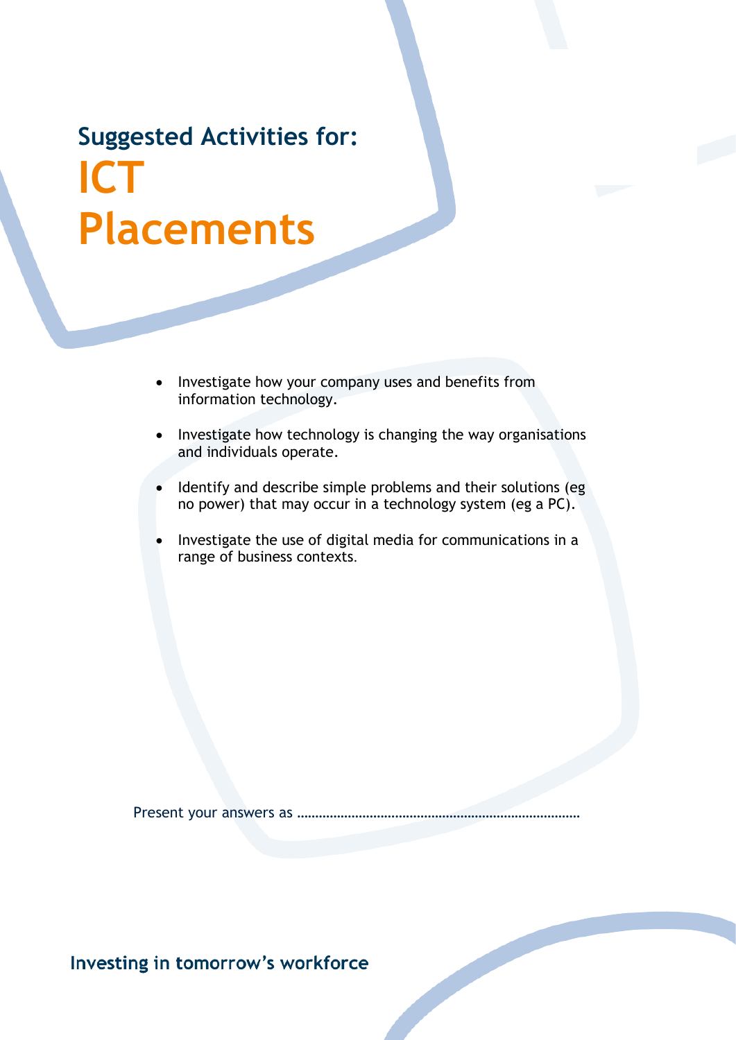# Suggested Activities for:

# ICT Placements

- Investigate how your company uses and benefits from information technology.
- Investigate how technology is changing the way organisations and individuals operate.
- Identify and describe simple problems and their solutions (eg no power) that may occur in a technology system (eg a PC).
- Investigate the use of digital media for communications in a range of business contexts.

Present your answers as ……………………………………………………………………

Investing in tomorrow's workforce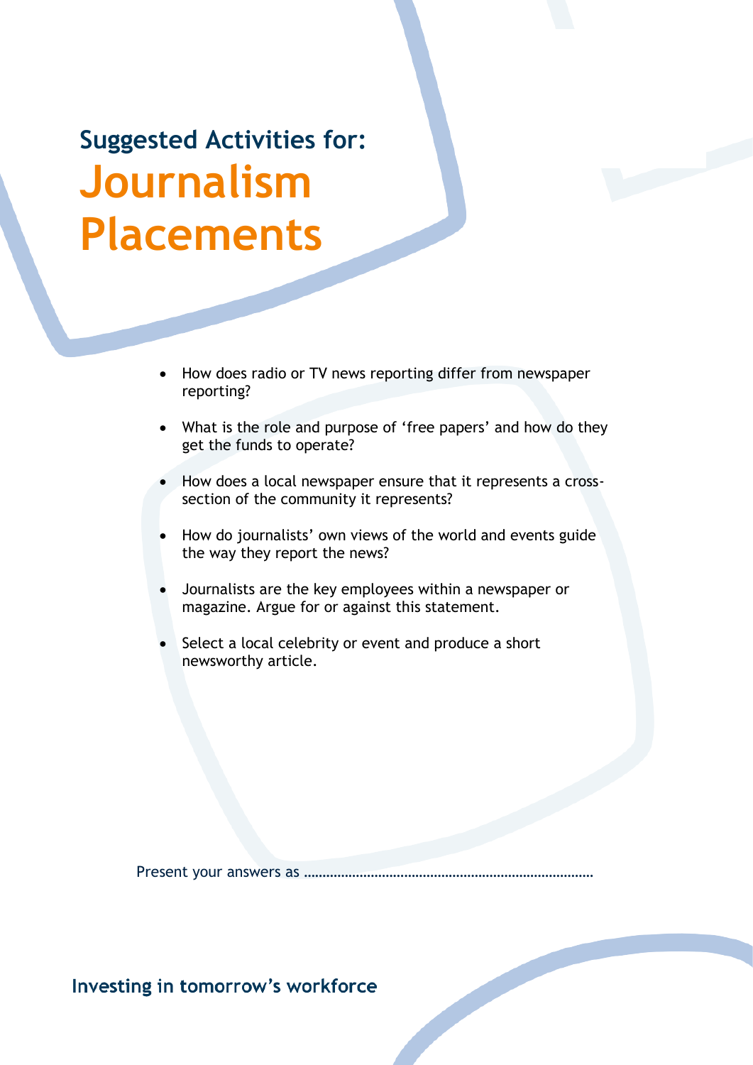## Suggested Activities for:

# Journalism Placements

- How does radio or TV news reporting differ from newspaper reporting?
- What is the role and purpose of 'free papers' and how do they get the funds to operate?
- How does a local newspaper ensure that it represents a cross-section of the community it represents?
- How do journalists' own views of the world and events guide the way they report the news?
- Journalists are the key employees within a newspaper or magazine. Argue for or against this statement.
- Select a local celebrity or event and produce a short newsworthy article.

Present your answers as ………………………………………………………………………

Investing in tomorrow's workforce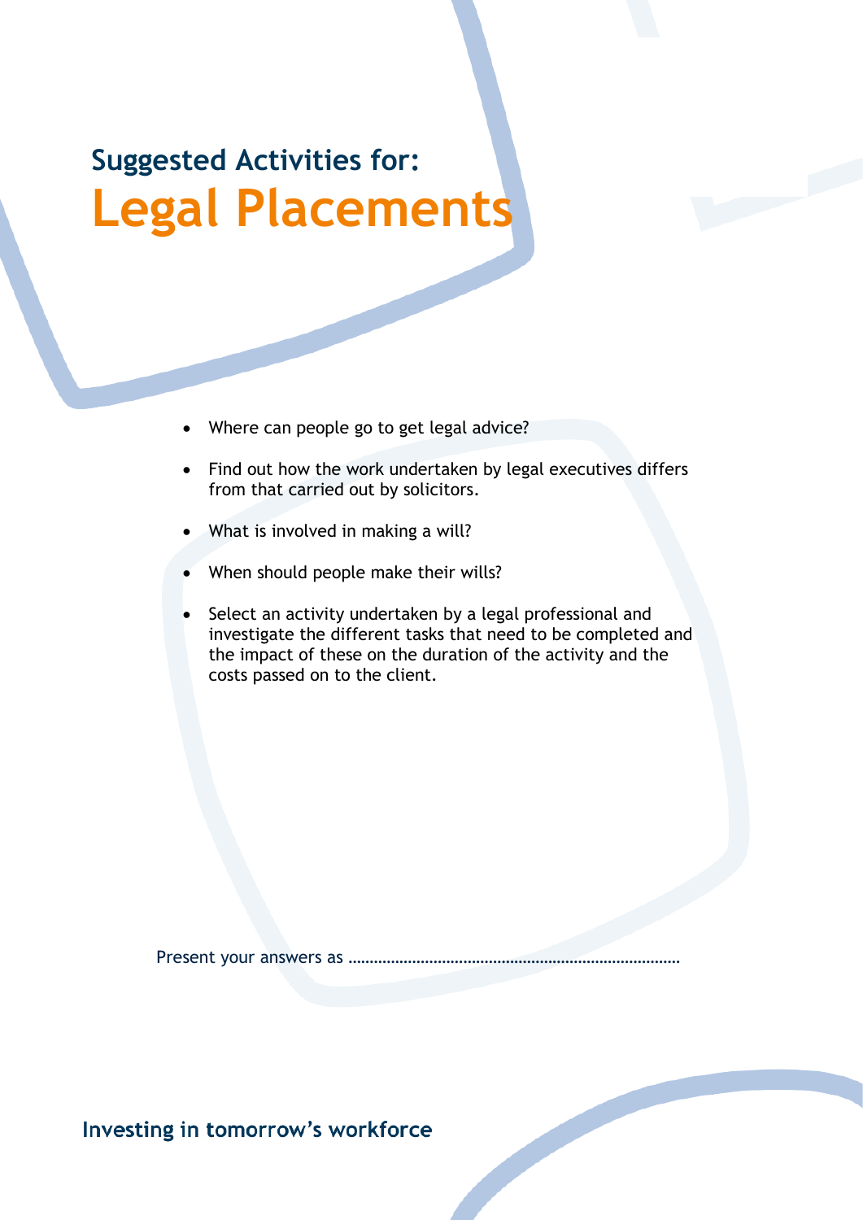## Suggested Activities for:

# Legal Placements

- Where can people go to get legal advice?
- Find out how the work undertaken by legal executives differs from that carried out by solicitors.
- What is involved in making a will?
- When should people make their wills?
- Select an activity undertaken by a legal professional and investigate the different tasks that need to be completed and the impact of these on the duration of the activity and the costs passed on to the client.

Present your answers as ………………………………………………………………………

Investing in tomorrow's workforce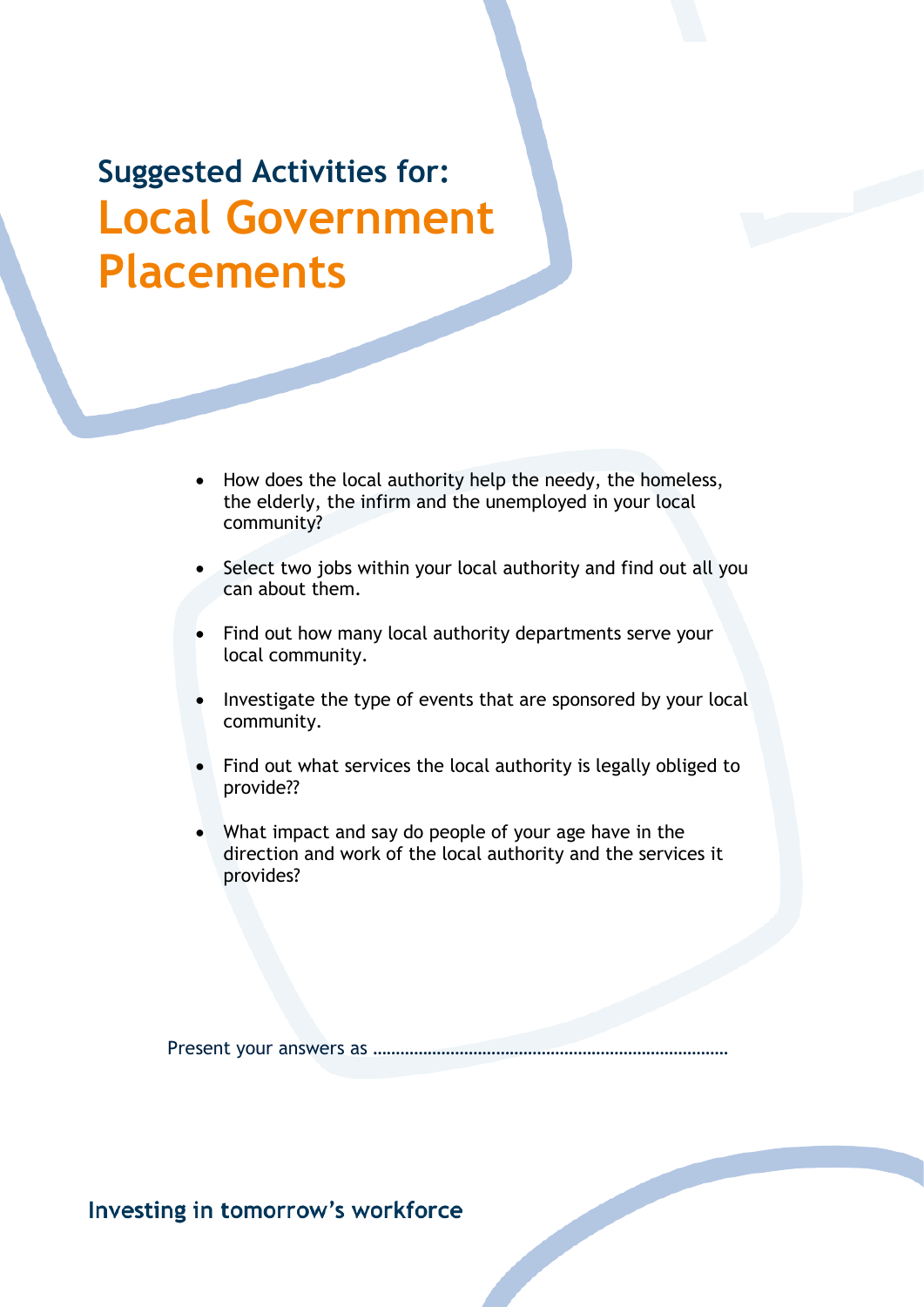## Suggested Activities for:

# Local Government Placements

- How does the local authority help the needy, the homeless, the elderly, the infirm and the unemployed in your local community?
- Select two jobs within your local authority and find out all you can about them.
- Find out how many local authority departments serve your local community.
- Investigate the type of events that are sponsored by your local community.
- Find out what services the local authority is legally obliged to provide??
- What impact and say do people of your age have in the direction and work of the local authority and the services it provides?

Present your answers as ……………………………………………………………………

Investing in tomorrow's workforce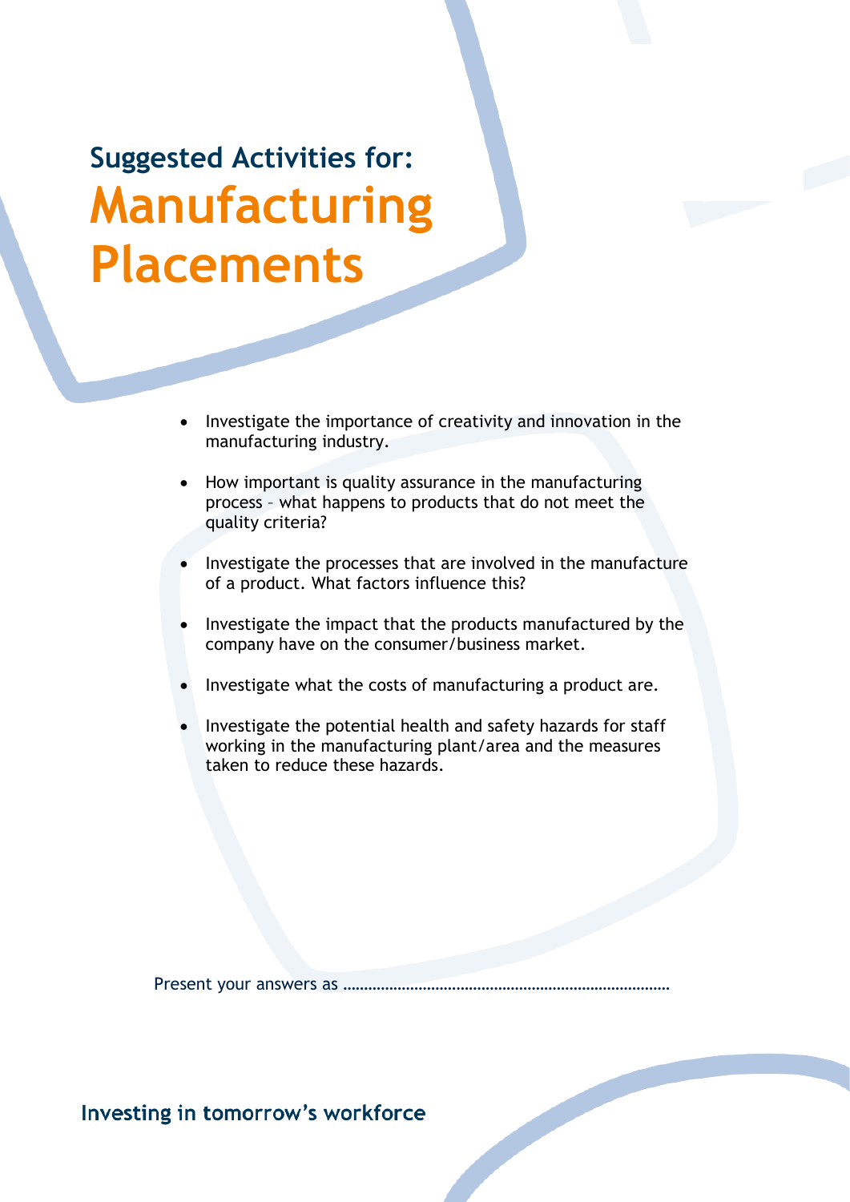## Suggested Activities for:

# Manufacturing Placements

- Investigate the importance of creativity and innovation in the manufacturing industry.
- How important is quality assurance in the manufacturing process – what happens to products that do not meet the quality criteria?
- Investigate the processes that are involved in the manufacture of a product. What factors influence this?
- Investigate the impact that the products manufactured by the company have on the consumer/business market.
- Investigate what the costs of manufacturing a product are.
- Investigate the potential health and safety hazards for staff working in the manufacturing plant/area and the measures taken to reduce these hazards.

Present your answers as ………………………………………………………………….

Investing in tomorrow's workforce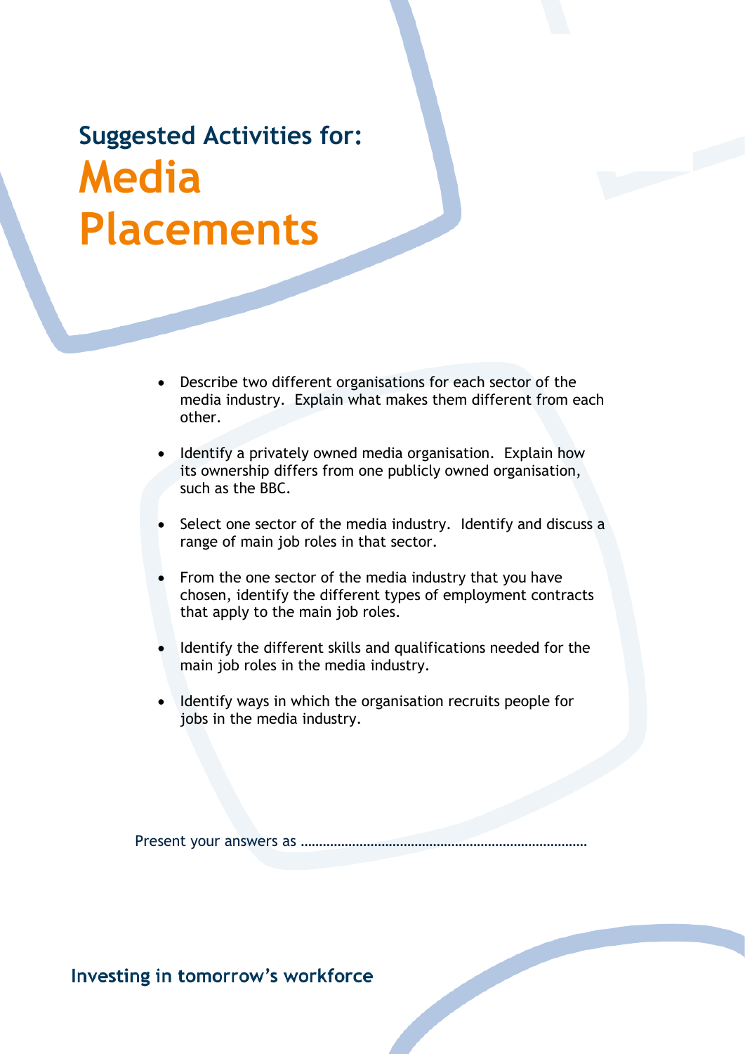## Suggested Activities for:

# Media Placements

- Describe two different organisations for each sector of the media industry. Explain what makes them different from each other.

- Identify a privately owned media organisation. Explain how its ownership differs from one publicly owned organisation, such as the BBC.

- Select one sector of the media industry. Identify and discuss a range of main job roles in that sector.

- From the one sector of the media industry that you have chosen, identify the different types of employment contracts that apply to the main job roles.

- Identify the different skills and qualifications needed for the main job roles in the media industry.

- Identify ways in which the organisation recruits people for jobs in the media industry.

Present your answers as ……………………………………………………………………

Investing in tomorrow's workforce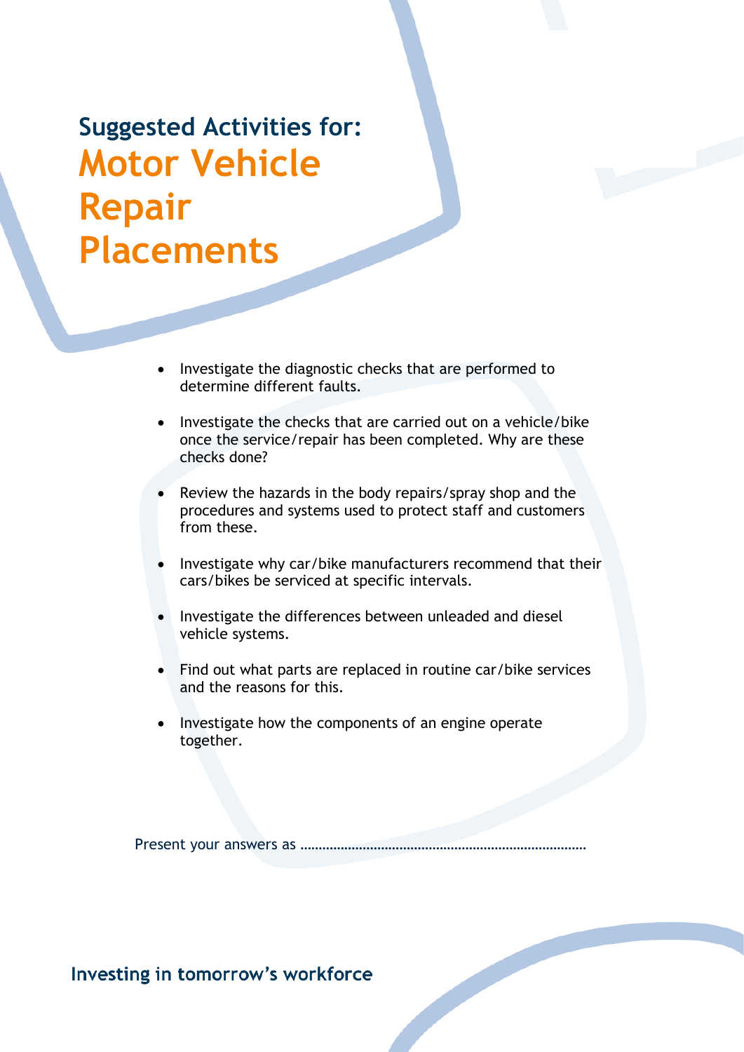## Suggested Activities for:

# Motor Vehicle Repair Placements

- Investigate the diagnostic checks that are performed to determine different faults.
- Investigate the checks that are carried out on a vehicle/bike once the service/repair has been completed. Why are these checks done?
- Review the hazards in the body repairs/spray shop and the procedures and systems used to protect staff and customers from these.
- Investigate why car/bike manufacturers recommend that their cars/bikes be serviced at specific intervals.
- Investigate the differences between unleaded and diesel vehicle systems.
- Find out what parts are replaced in routine car/bike services and the reasons for this.
- Investigate how the components of an engine operate together.

Present your answers as ……………………………………………………………………

Investing in tomorrow's workforce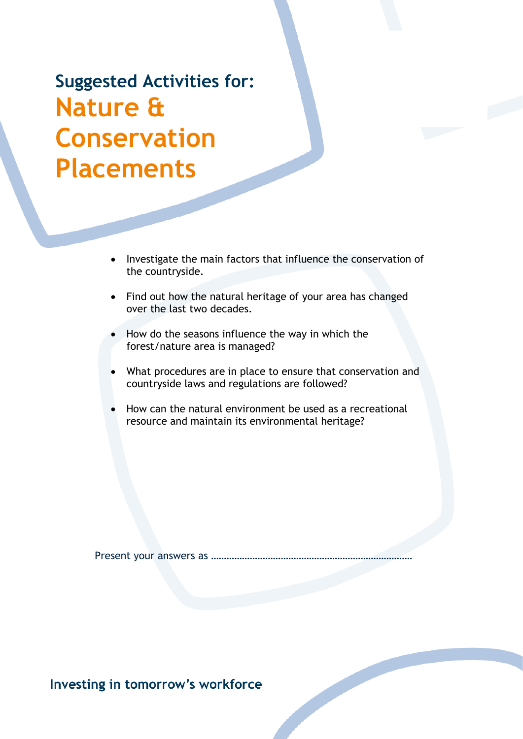## Suggested Activities for:

# Nature & Conservation Placements

- Investigate the main factors that influence the conservation of the countryside.
- Find out how the natural heritage of your area has changed over the last two decades.
- How do the seasons influence the way in which the forest/nature area is managed?
- What procedures are in place to ensure that conservation and countryside laws and regulations are followed?
- How can the natural environment be used as a recreational resource and maintain its environmental heritage?

Present your answers as ………………………………………………………………….

Investing in tomorrow's workforce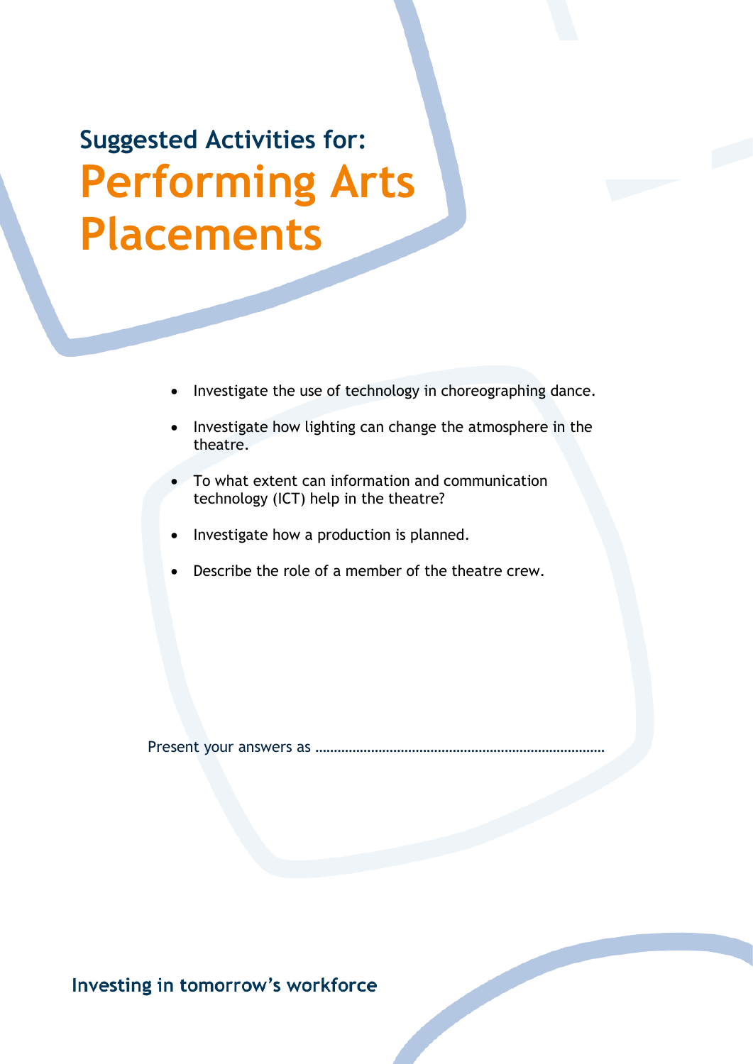## Suggested Activities for:

# Performing Arts Placements

- Investigate the use of technology in choreographing dance.
- Investigate how lighting can change the atmosphere in the theatre.
- To what extent can information and communication technology (ICT) help in the theatre?
- Investigate how a production is planned.
- Describe the role of a member of the theatre crew.

Present your answers as ……………………………………………………………………

Investing in tomorrow's workforce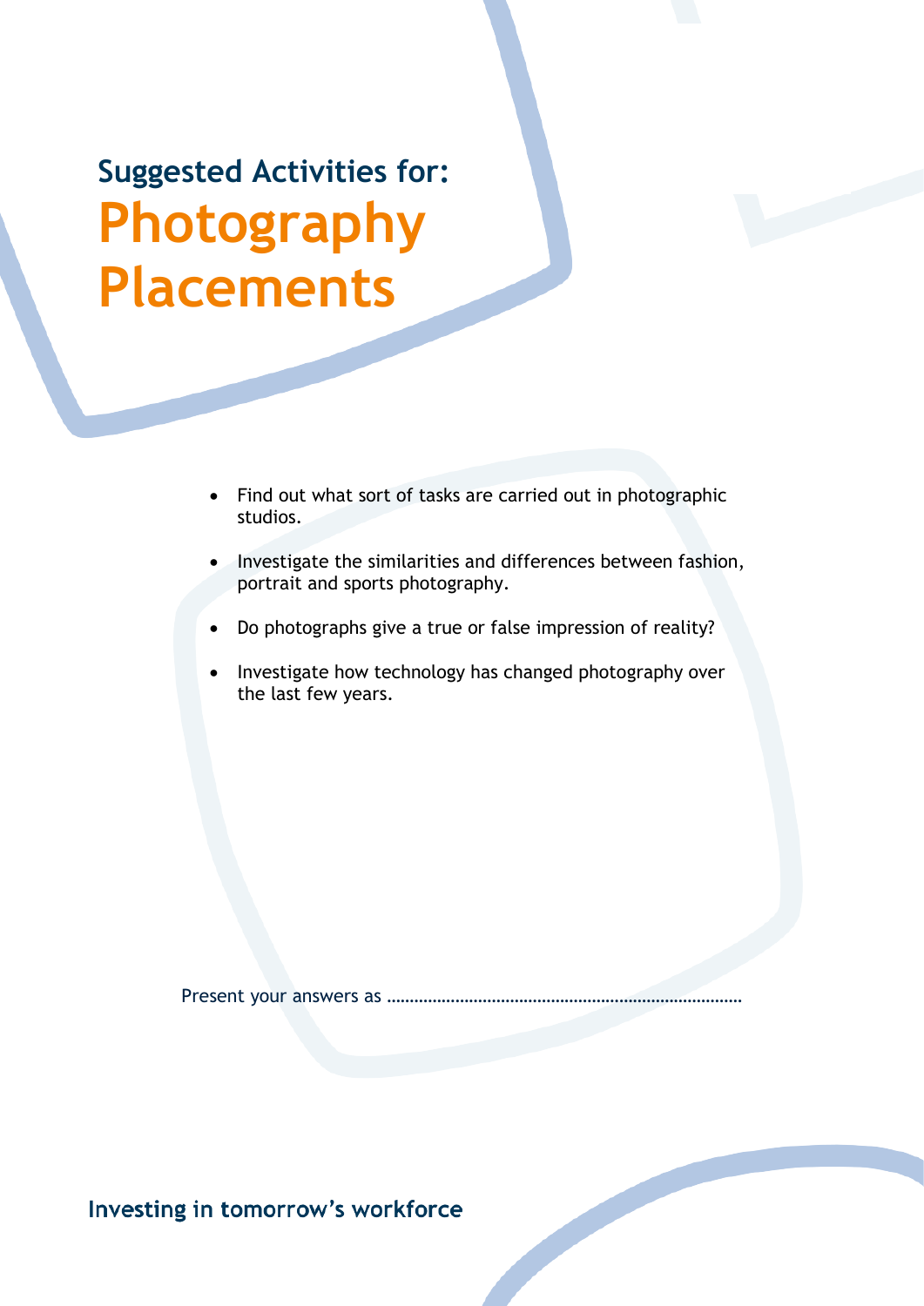## Suggested Activities for:

# Photography Placements

- Find out what sort of tasks are carried out in photographic studios.
- Investigate the similarities and differences between fashion, portrait and sports photography.
- Do photographs give a true or false impression of reality?
- Investigate how technology has changed photography over the last few years.

Present your answers as ………………………………………………………………….

Investing in tomorrow's workforce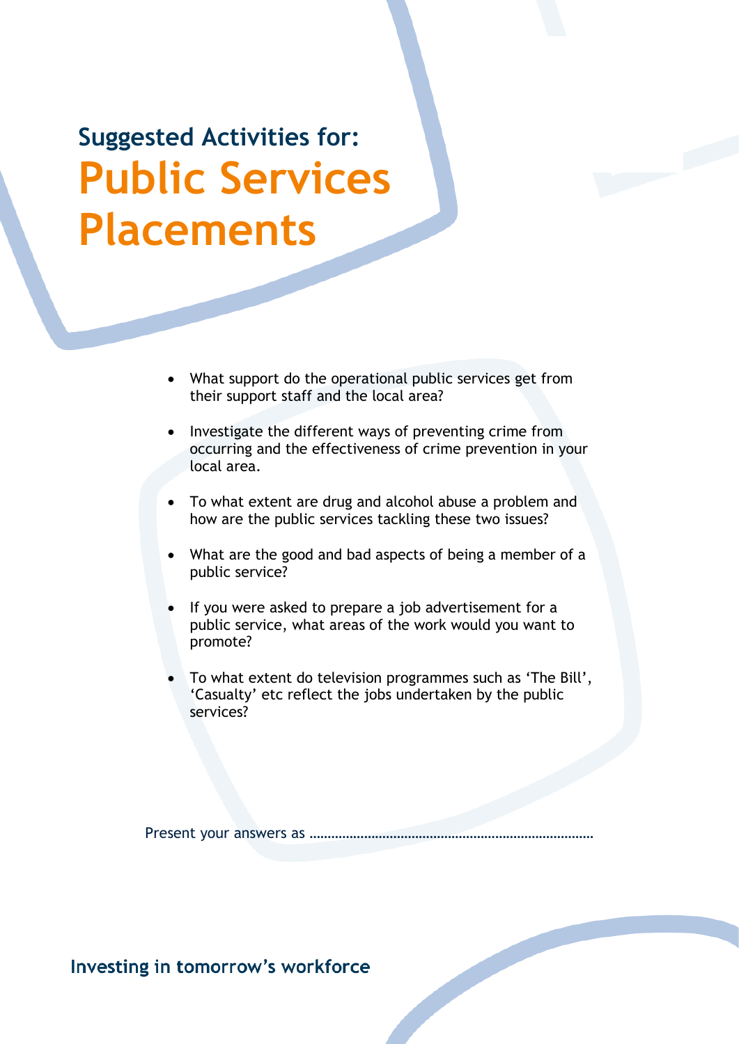## Suggested Activities for:

# Public Services Placements

- What support do the operational public services get from their support staff and the local area?
- Investigate the different ways of preventing crime from occurring and the effectiveness of crime prevention in your local area.
- To what extent are drug and alcohol abuse a problem and how are the public services tackling these two issues?
- What are the good and bad aspects of being a member of a public service?
- If you were asked to prepare a job advertisement for a public service, what areas of the work would you want to promote?
- To what extent do television programmes such as 'The Bill', 'Casualty' etc reflect the jobs undertaken by the public services?

Present your answers as ……………………………………………………………………

Investing in tomorrow's workforce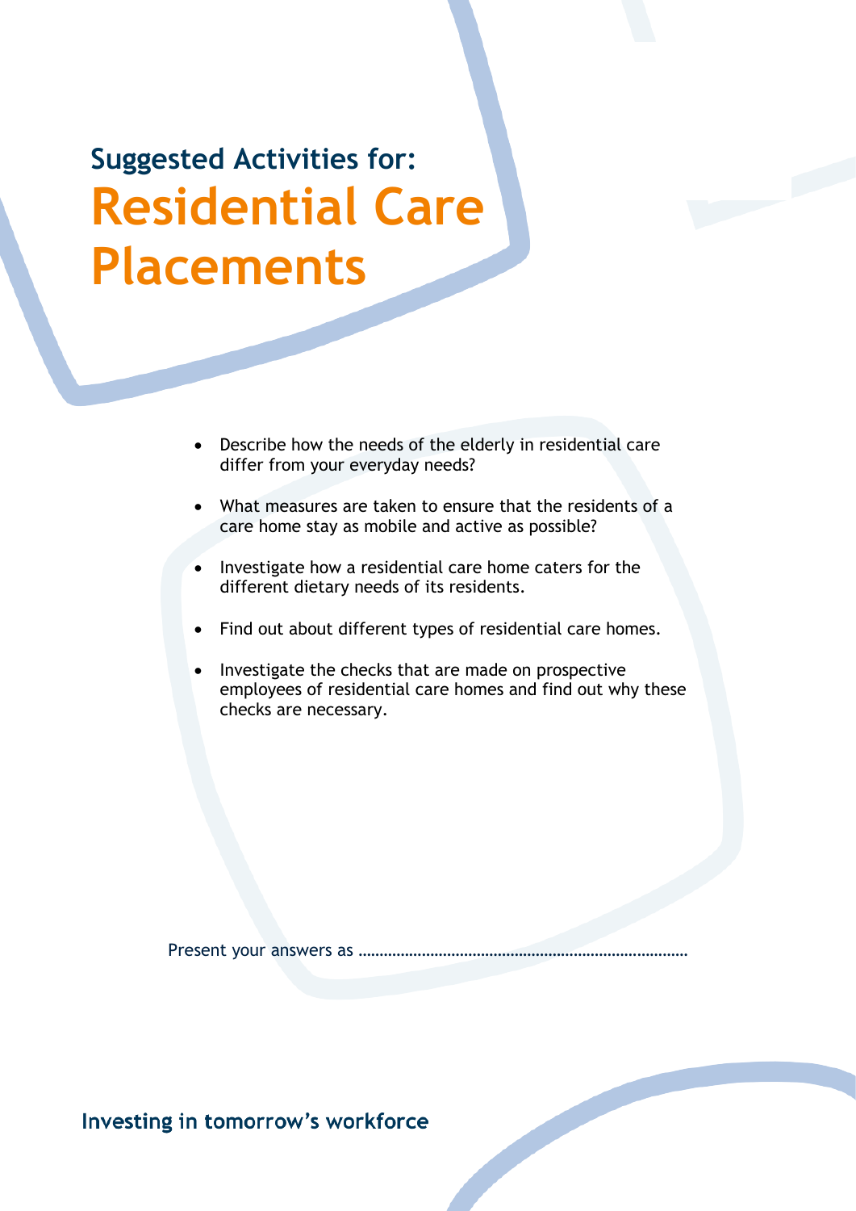## Suggested Activities for:

# Residential Care Placements

- Describe how the needs of the elderly in residential care differ from your everyday needs?
- What measures are taken to ensure that the residents of a care home stay as mobile and active as possible?
- Investigate how a residential care home caters for the different dietary needs of its residents.
- Find out about different types of residential care homes.
- Investigate the checks that are made on prospective employees of residential care homes and find out why these checks are necessary.

Present your answers as ……………………………………………………………………

Investing in tomorrow's workforce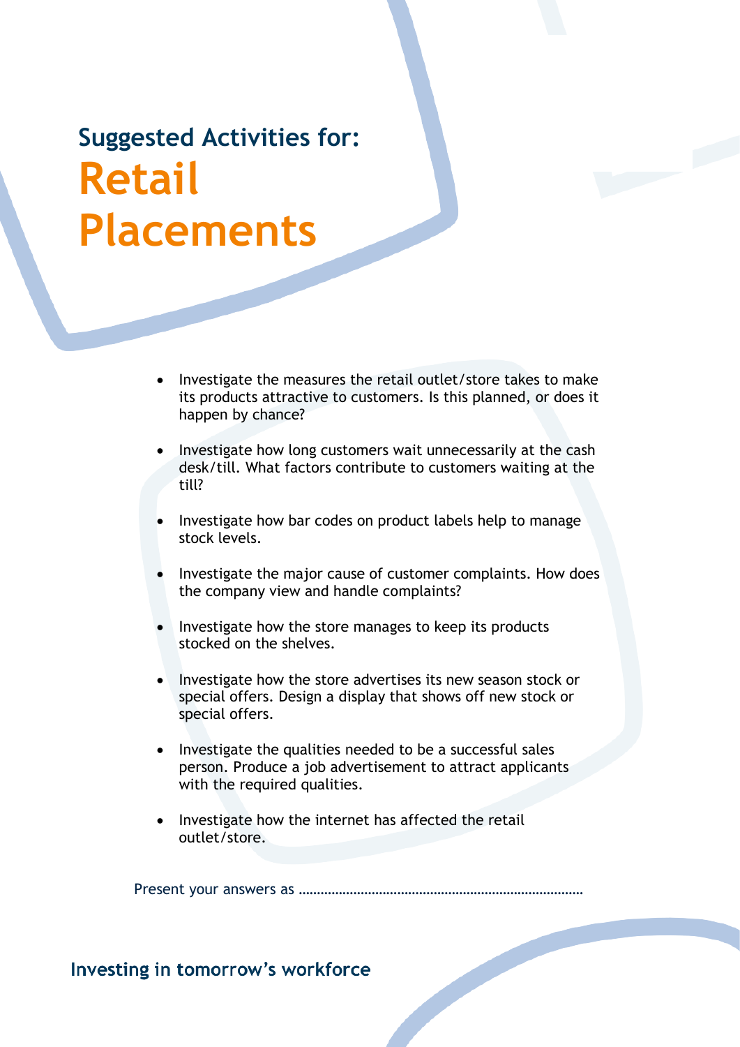## Suggested Activities for:

# Retail Placements

- Investigate the measures the retail outlet/store takes to make its products attractive to customers. Is this planned, or does it happen by chance?
- Investigate how long customers wait unnecessarily at the cash desk/till. What factors contribute to customers waiting at the till?
- Investigate how bar codes on product labels help to manage stock levels.
- Investigate the major cause of customer complaints. How does the company view and handle complaints?
- Investigate how the store manages to keep its products stocked on the shelves.
- Investigate how the store advertises its new season stock or special offers. Design a display that shows off new stock or special offers.
- Investigate the qualities needed to be a successful sales person. Produce a job advertisement to attract applicants with the required qualities.
- Investigate how the internet has affected the retail outlet/store.

Present your answers as ..........................................................................

Investing in tomorrow's workforce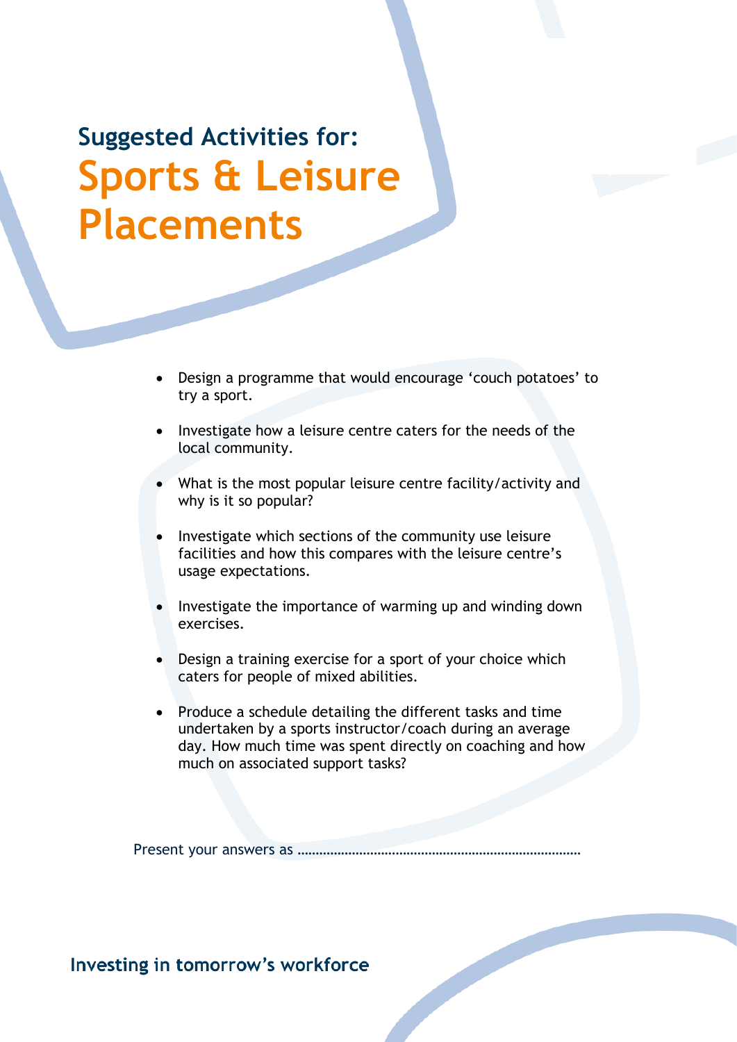## Suggested Activities for:

# Sports & Leisure Placements

- Design a programme that would encourage ‘couch potatoes’ to try a sport.
- Investigate how a leisure centre caters for the needs of the local community.
- What is the most popular leisure centre facility/activity and why is it so popular?
- Investigate which sections of the community use leisure facilities and how this compares with the leisure centre’s usage expectations.
- Investigate the importance of warming up and winding down exercises.
- Design a training exercise for a sport of your choice which caters for people of mixed abilities.
- Produce a schedule detailing the different tasks and time undertaken by a sports instructor/coach during an average day. How much time was spent directly on coaching and how much on associated support tasks?

Present your answers as ……………………………………………………………………

Investing in tomorrow’s workforce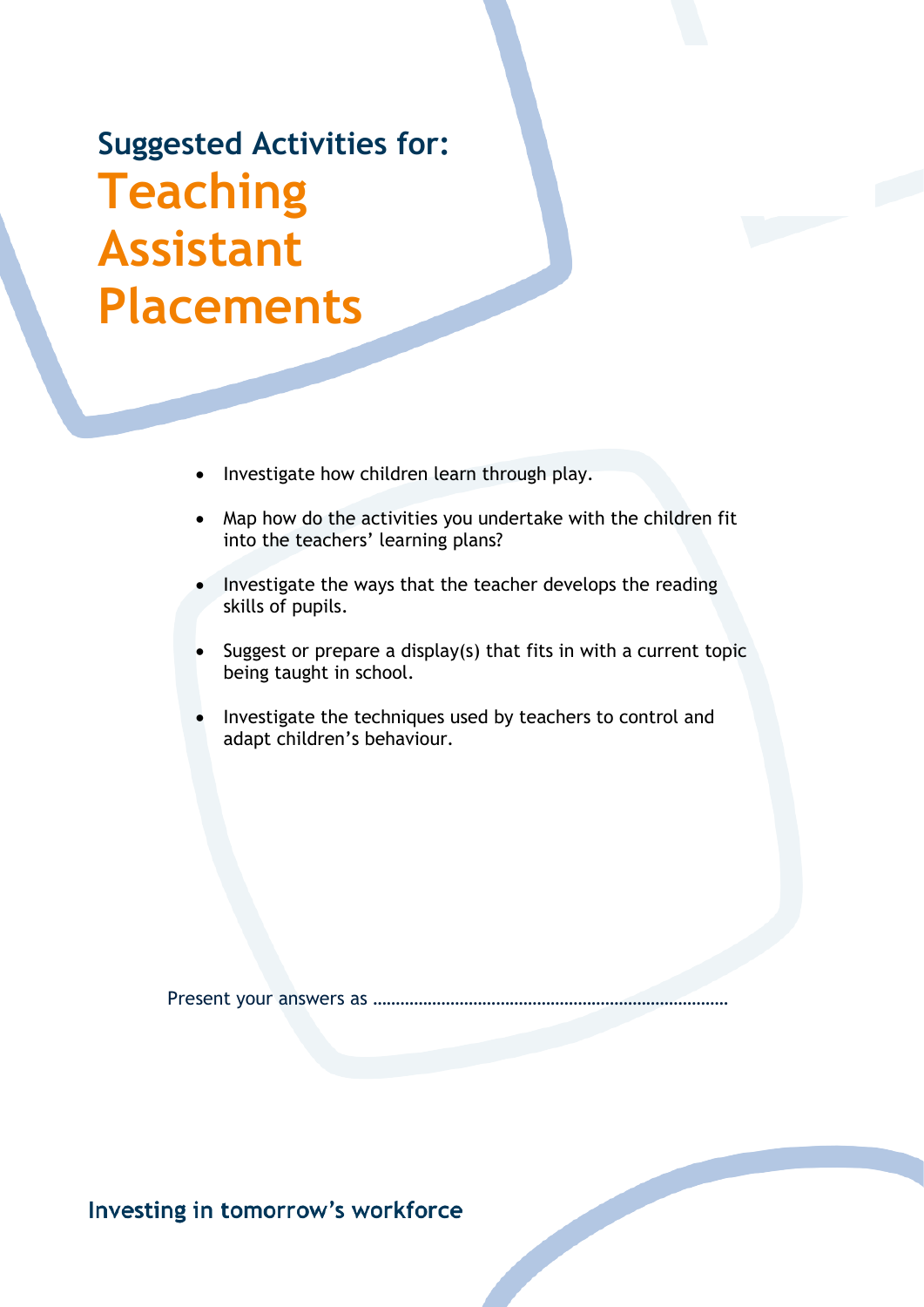## Suggested Activities for:

# Teaching Assistant Placements

- Investigate how children learn through play.
- Map how do the activities you undertake with the children fit into the teachers' learning plans?
- Investigate the ways that the teacher develops the reading skills of pupils.
- Suggest or prepare a display(s) that fits in with a current topic being taught in school.
- Investigate the techniques used by teachers to control and adapt children's behaviour.

Present your answers as ……………………………………………………………………

Investing in tomorrow's workforce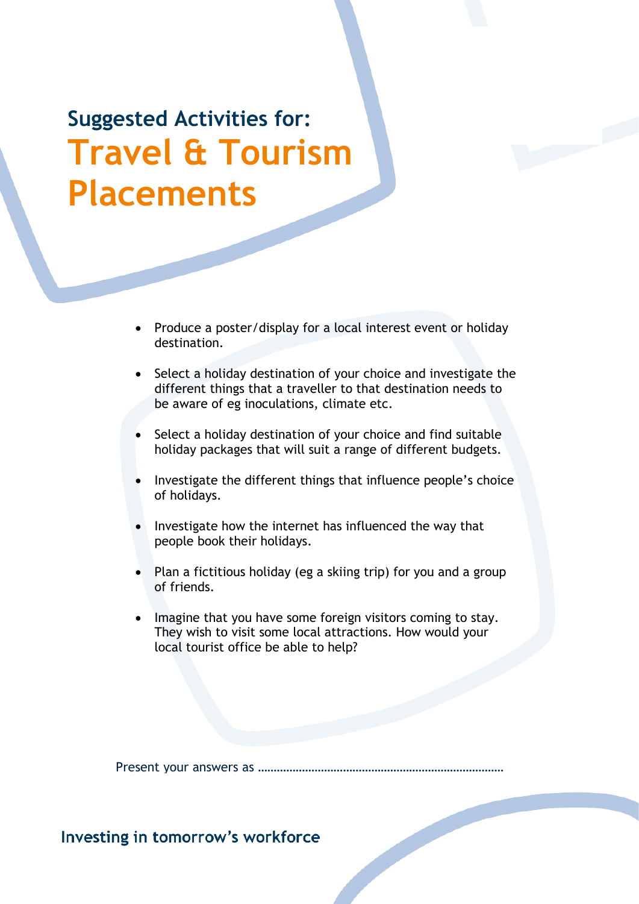## Suggested Activities for:

# Travel & Tourism Placements

- Produce a poster/display for a local interest event or holiday destination.
- Select a holiday destination of your choice and investigate the different things that a traveller to that destination needs to be aware of eg inoculations, climate etc.
- Select a holiday destination of your choice and find suitable holiday packages that will suit a range of different budgets.
- Investigate the different things that influence people's choice of holidays.
- Investigate how the internet has influenced the way that people book their holidays.
- Plan a fictitious holiday (eg a skiing trip) for you and a group of friends.
- Imagine that you have some foreign visitors coming to stay. They wish to visit some local attractions. How would your local tourist office be able to help?

Present your answers as ………………………………………………………………………

Investing in tomorrow's workforce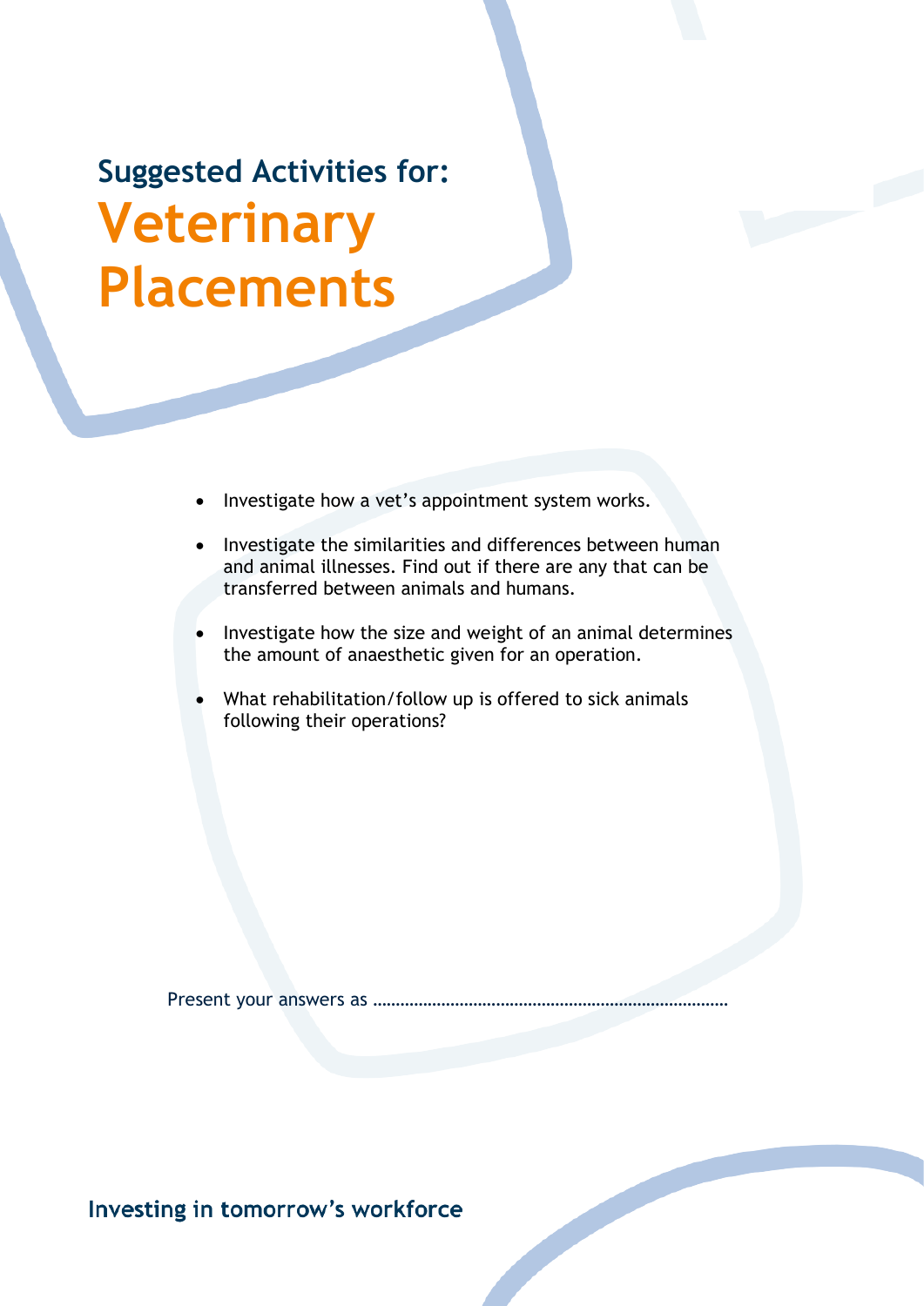## Suggested Activities for:

# Veterinary Placements

- Investigate how a vet's appointment system works.
- Investigate the similarities and differences between human and animal illnesses. Find out if there are any that can be transferred between animals and humans.
- Investigate how the size and weight of an animal determines the amount of anaesthetic given for an operation.
- What rehabilitation/follow up is offered to sick animals following their operations?

Present your answers as ………………………………………………………………

Investing in tomorrow's workforce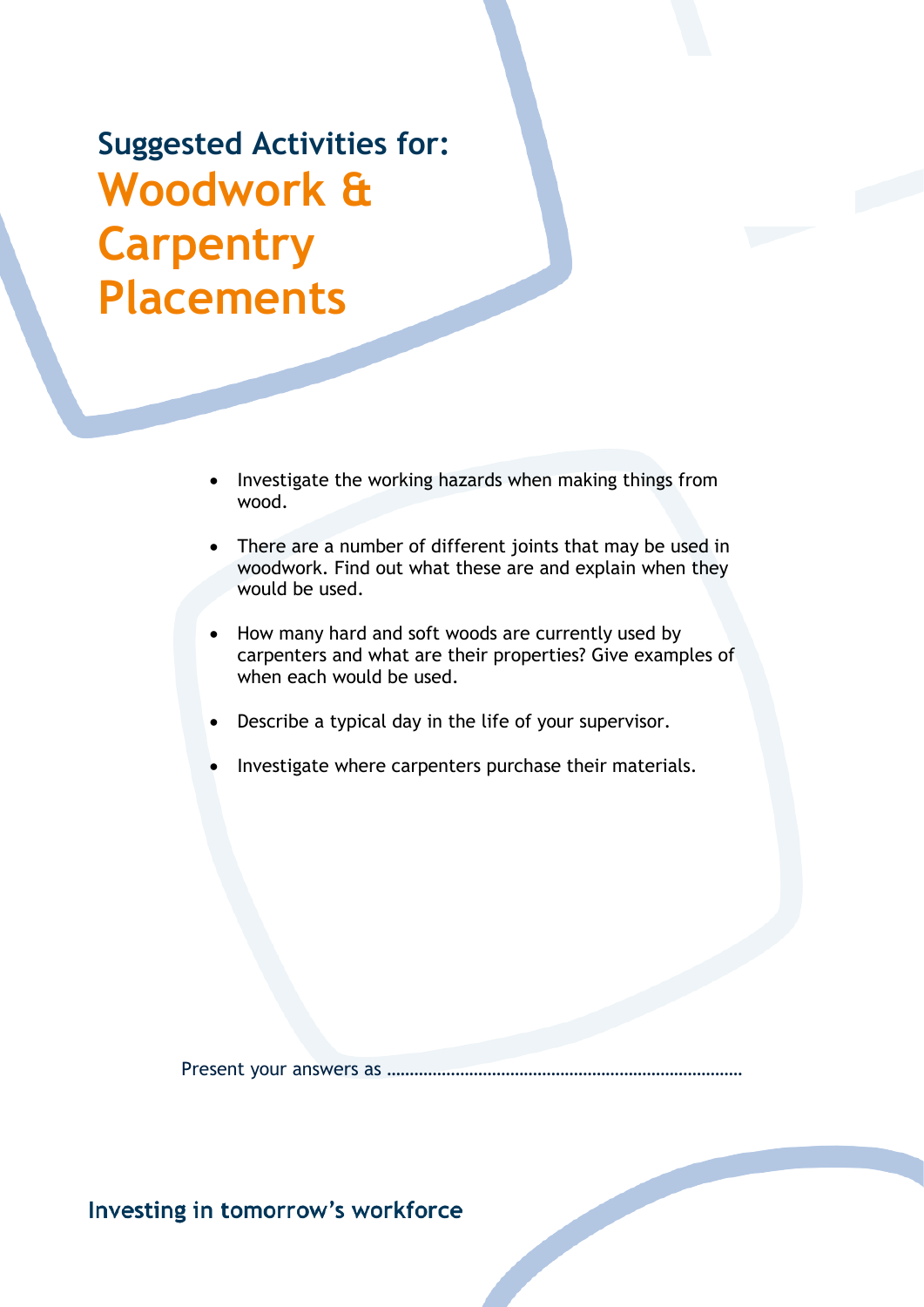## Suggested Activities for:

# Woodwork & Carpentry Placements

- Investigate the working hazards when making things from wood.
- There are a number of different joints that may be used in woodwork. Find out what these are and explain when they would be used.
- How many hard and soft woods are currently used by carpenters and what are their properties? Give examples of when each would be used.
- Describe a typical day in the life of your supervisor.
- Investigate where carpenters purchase their materials.

Present your answers as ……………………………………………………………………

Investing in tomorrow's workforce